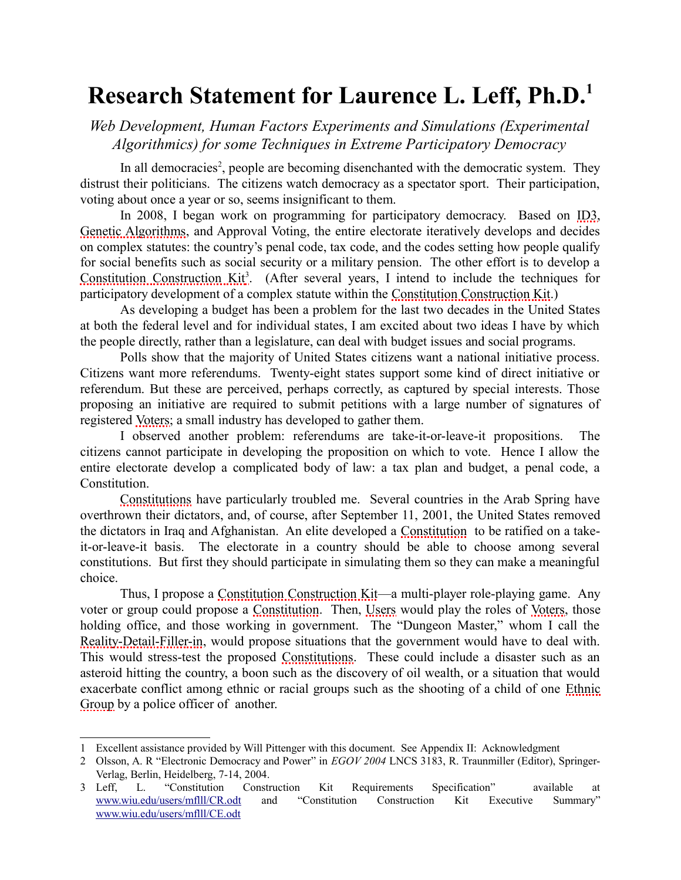# Research Statement for Laurence L. Leff, Ph.D.[1]

*Web Development, Human Factors Experiments and Simulations (Experimental Algorithmics) for some Techniques in Extreme Participatory Democracy*

In all democracies[2], people are becoming disenchanted with the democratic system. They distrust their politicians. The citizens watch democracy as a spectator sport. Their participation, voting about once a year or so, seems insignificant to them.

In 2008, I began work on programming for participatory democracy. Based on ID3, Genetic Algorithms, and Approval Voting, the entire electorate iteratively develops and decides on complex statutes: the country's penal code, tax code, and the codes setting how people qualify for social benefits such as social security or a military pension. The other effort is to develop a Constitution Construction Kit[3]. (After several years, I intend to include the techniques for participatory development of a complex statute within the Constitution Construction Kit.)

As developing a budget has been a problem for the last two decades in the United States at both the federal level and for individual states, I am excited about two ideas I have by which the people directly, rather than a legislature, can deal with budget issues and social programs.

Polls show that the majority of United States citizens want a national initiative process. Citizens want more referendums. Twenty-eight states support some kind of direct initiative or referendum. But these are perceived, perhaps correctly, as captured by special interests. Those proposing an initiative are required to submit petitions with a large number of signatures of registered Voters; a small industry has developed to gather them.

I observed another problem: referendums are take-it-or-leave-it propositions. The citizens cannot participate in developing the proposition on which to vote. Hence I allow the entire electorate develop a complicated body of law: a tax plan and budget, a penal code, a Constitution.

Constitutions have particularly troubled me. Several countries in the Arab Spring have overthrown their dictators, and, of course, after September 11, 2001, the United States removed the dictators in Iraq and Afghanistan. An elite developed a Constitution to be ratified on a take-it-or-leave-it basis. The electorate in a country should be able to choose among several constitutions. But first they should participate in simulating them so they can make a meaningful choice.

Thus, I propose a Constitution Construction Kit—a multi-player role-playing game. Any voter or group could propose a Constitution. Then, Users would play the roles of Voters, those holding office, and those working in government. The "Dungeon Master," whom I call the Reality-Detail-Filler-in, would propose situations that the government would have to deal with. This would stress-test the proposed Constitutions. These could include a disaster such as an asteroid hitting the country, a boon such as the discovery of oil wealth, or a situation that would exacerbate conflict among ethnic or racial groups such as the shooting of a child of one Ethnic Group by a police officer of another.

---

1 Excellent assistance provided by Will Pittenger with this document. See Appendix II: Acknowledgment

2 Olsson, A. R "Electronic Democracy and Power" in *EGOV 2004* LNCS 3183, R. Traunmiller (Editor), Springer-Verlag, Berlin, Heidelberg, 7-14, 2004.

3 Leff, L. "Constitution Construction Kit Requirements Specification" available at www.wiu.edu/users/mflll/CR.odt and "Constitution Construction Kit Executive Summary" www.wiu.edu/users/mflll/CE.odt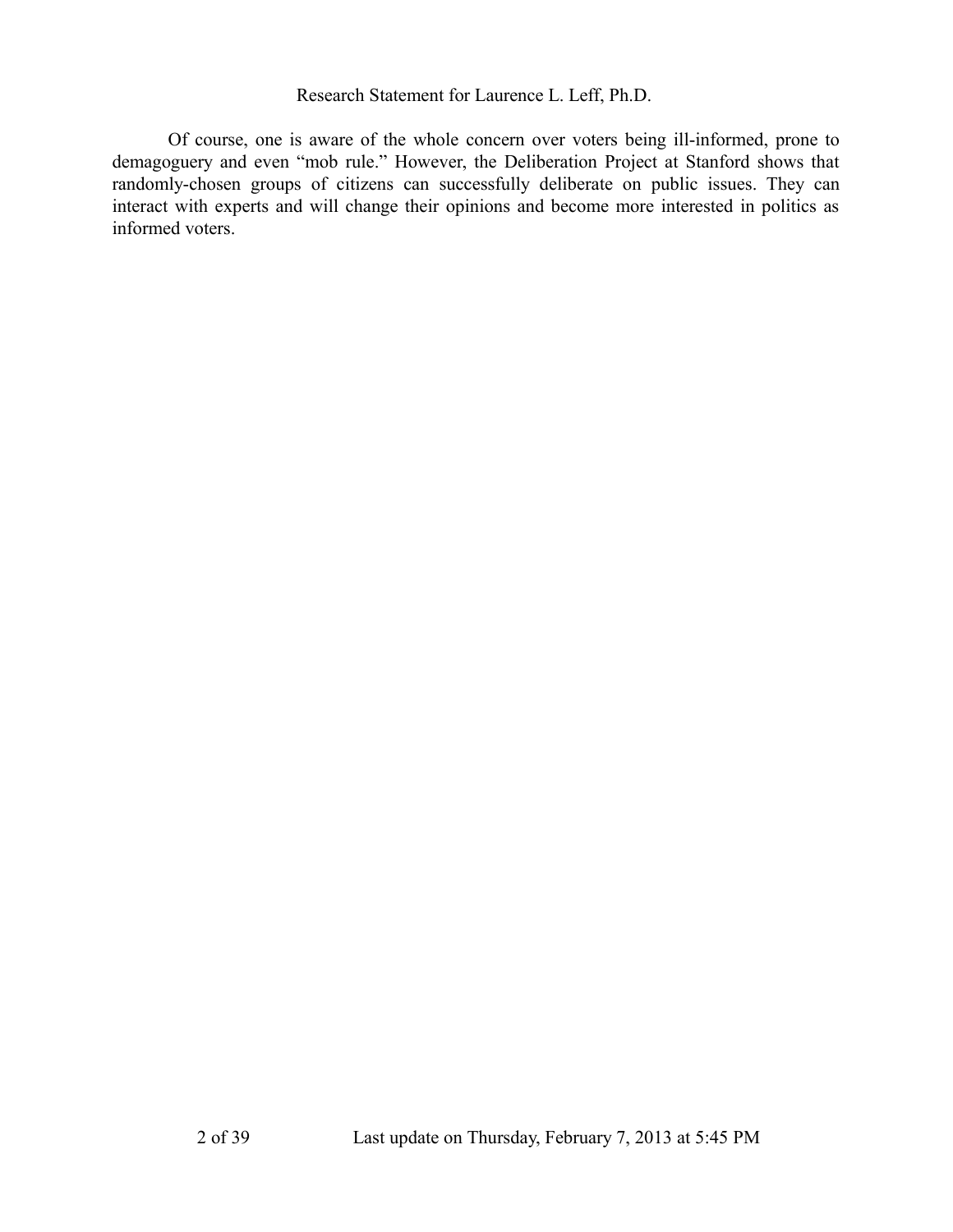Of course, one is aware of the whole concern over voters being ill-informed, prone to demagoguery and even "mob rule." However, the Deliberation Project at Stanford shows that randomly-chosen groups of citizens can successfully deliberate on public issues. They can interact with experts and will change their opinions and become more interested in politics as informed voters.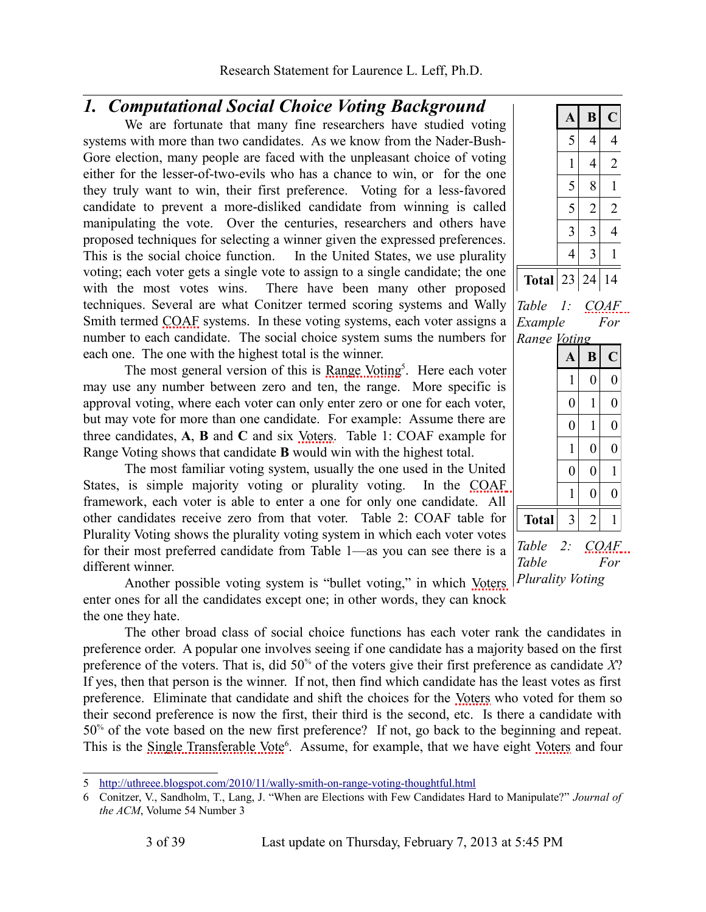# 1. Computational Social Choice Voting Background

We are fortunate that many fine researchers have studied voting systems with more than two candidates. As we know from the Nader-Bush-Gore election, many people are faced with the unpleasant choice of voting either for the lesser-of-two-evils who has a chance to win, or for the one they truly want to win, their first preference. Voting for a less-favored candidate to prevent a more-disliked candidate from winning is called manipulating the vote. Over the centuries, researchers and others have proposed techniques for selecting a winner given the expressed preferences. This is the social choice function. In the United States, we use plurality voting; each voter gets a single vote to assign to a single candidate; the one with the most votes wins. There have been many other proposed techniques. Several are what Conitzer termed scoring systems and Wally Smith termed COAF systems. In these voting systems, each voter assigns a number to each candidate. The social choice system sums the numbers for each one. The one with the highest total is the winner.

| | A | B | C |
|---|---|---|---|
| | 5 | 4 | 4 |
| | 1 | 4 | 2 |
| | 5 | 8 | 1 |
| | 5 | 2 | 2 |
| | 3 | 3 | 4 |
| | 4 | 3 | 1 |
| **Total** | 23 | 24 | 14 |

*Table 1: COAF Example For Range Voting*

The most general version of this is Range Voting[5]. Here each voter may use any number between zero and ten, the range. More specific is approval voting, where each voter can only enter zero or one for each voter, but may vote for more than one candidate. For example: Assume there are three candidates, **A**, **B** and **C** and six Voters. Table 1: COAF example for Range Voting shows that candidate **B** would win with the highest total.

| | A | B | C |
|---|---|---|---|
| | 1 | 0 | 0 |
| | 0 | 1 | 0 |
| | 0 | 1 | 0 |
| | 1 | 0 | 0 |
| | 0 | 0 | 1 |
| | 1 | 0 | 0 |
| **Total** | 3 | 2 | 1 |

*Table 2: COAF Table For Plurality Voting*

The most familiar voting system, usually the one used in the United States, is simple majority voting or plurality voting. In the COAF framework, each voter is able to enter a one for only one candidate. All other candidates receive zero from that voter. Table 2: COAF table for Plurality Voting shows the plurality voting system in which each voter votes for their most preferred candidate from Table 1—as you can see there is a different winner.

Another possible voting system is "bullet voting," in which Voters enter ones for all the candidates except one; in other words, they can knock the one they hate.

The other broad class of social choice functions has each voter rank the candidates in preference order. A popular one involves seeing if one candidate has a majority based on the first preference of the voters. That is, did 50% of the voters give their first preference as candidate *X*? If yes, then that person is the winner. If not, then find which candidate has the least votes as first preference. Eliminate that candidate and shift the choices for the Voters who voted for them so their second preference is now the first, their third is the second, etc. Is there a candidate with 50% of the vote based on the new first preference? If not, go back to the beginning and repeat. This is the Single Transferable Vote[6]. Assume, for example, that we have eight Voters and four

5 http://uthreee.blogspot.com/2010/11/wally-smith-on-range-voting-thoughtful.html

6 Conitzer, V., Sandholm, T., Lang, J. "When are Elections with Few Candidates Hard to Manipulate?" *Journal of the ACM*, Volume 54 Number 3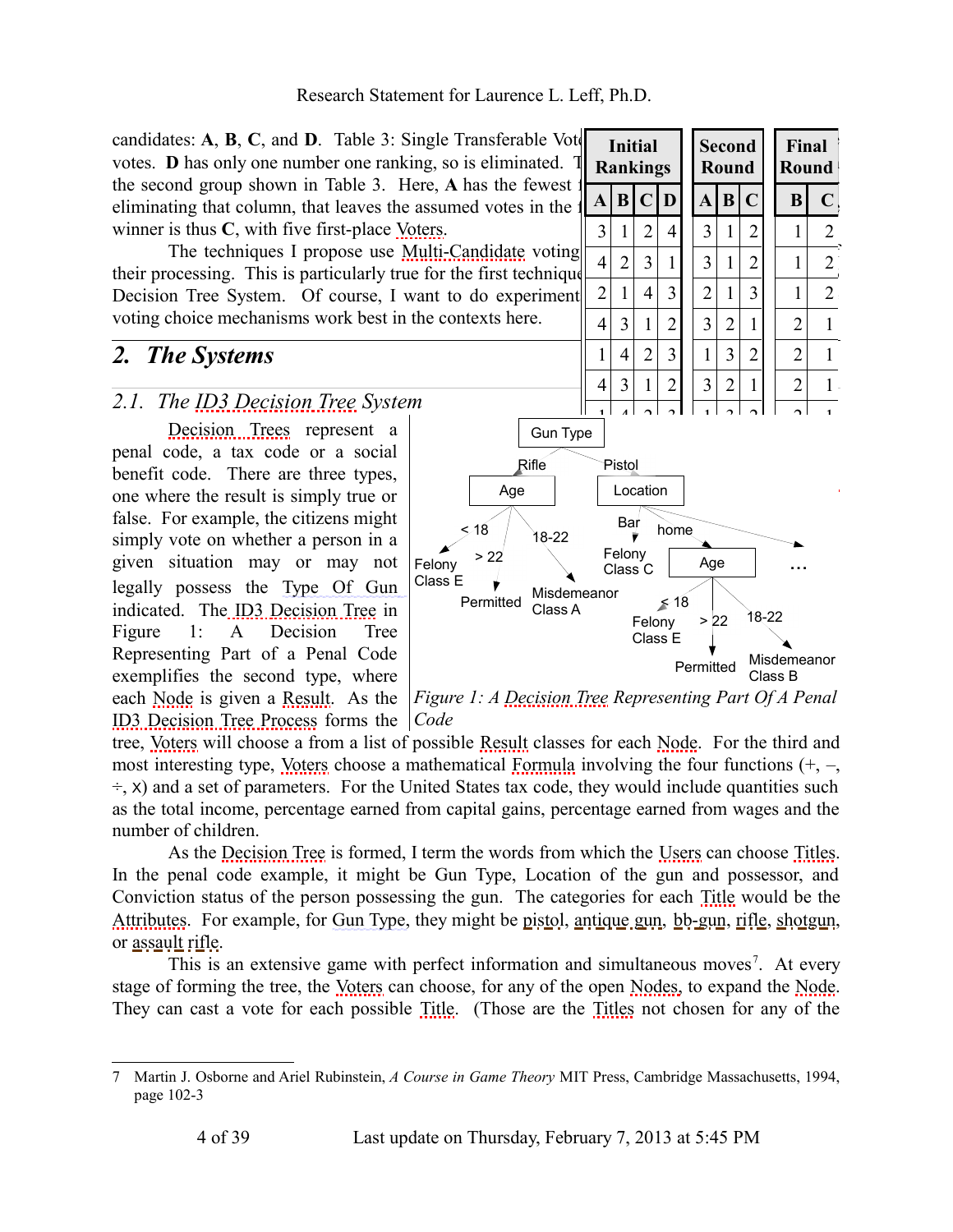candidates: **A**, **B**, **C**, and **D**. Table 3: Single Transferable Vot votes. **D** has only one number one ranking, so is eliminated. T the second group shown in Table 3. Here, **A** has the fewest f eliminating that column, that leaves the assumed votes in the f winner is thus **C**, with five first-place Voters.

The techniques I propose use Multi-Candidate voting their processing. This is particularly true for the first technique Decision Tree System. Of course, I want to do experiment voting choice mechanisms work best in the contexts here.

| Initial Rankings | | | | Second Round | | | Final Round | |
|---|---|---|---|---|---|---|---|---|
| A | B | C | D | A | B | C | B | C |
| 3 | 1 | 2 | 4 | 3 | 1 | 2 | 1 | 2 |
| 4 | 2 | 3 | 1 | 3 | 1 | 2 | 1 | 2 |
| 2 | 1 | 4 | 3 | 2 | 1 | 3 | 1 | 2 |
| 4 | 3 | 1 | 2 | 3 | 2 | 1 | 2 | 1 |
| 1 | 4 | 2 | 3 | 1 | 3 | 2 | 2 | 1 |
| 4 | 3 | 1 | 2 | 3 | 2 | 1 | 2 | 1 |

## 2. *The Systems*

### 2.1. *The ID3 Decision Tree System*

Decision Trees represent a penal code, a tax code or a social benefit code. There are three types, one where the result is simply true or false. For example, the citizens might simply vote on whether a person in a given situation may or may not legally possess the Type Of Gun indicated. The ID3 Decision Tree in Figure 1: A Decision Tree Representing Part of a Penal Code exemplifies the second type, where each Node is given a Result. As the ID3 Decision Tree Process forms the tree, Voters will choose a from a list of possible Result classes for each Node. For the third and most interesting type, Voters choose a mathematical Formula involving the four functions (+, –, ÷, x) and a set of parameters. For the United States tax code, they would include quantities such as the total income, percentage earned from capital gains, percentage earned from wages and the number of children.

Gun Type
- Rifle → Age
  - < 18 → Felony Class E
  - > 22 → Permitted
  - 18-22 → Misdemeanor Class A
- Pistol → Location
  - Bar → Felony Class C
  - home → Age
    - ≤ 18 → Felony Class E
    - > 22 → Permitted
    - 18-22 → Misdemeanor Class B
  - …

*Figure 1: A Decision Tree Representing Part Of A Penal Code*

As the Decision Tree is formed, I term the words from which the Users can choose Titles. In the penal code example, it might be Gun Type, Location of the gun and possessor, and Conviction status of the person possessing the gun. The categories for each Title would be the Attributes. For example, for Gun Type, they might be pistol, antique gun, bb-gun, rifle, shotgun, or assault rifle.

This is an extensive game with perfect information and simultaneous moves[7]. At every stage of forming the tree, the Voters can choose, for any of the open Nodes, to expand the Node. They can cast a vote for each possible Title. (Those are the Titles not chosen for any of the

---

7 Martin J. Osborne and Ariel Rubinstein, *A Course in Game Theory* MIT Press, Cambridge Massachusetts, 1994, page 102-3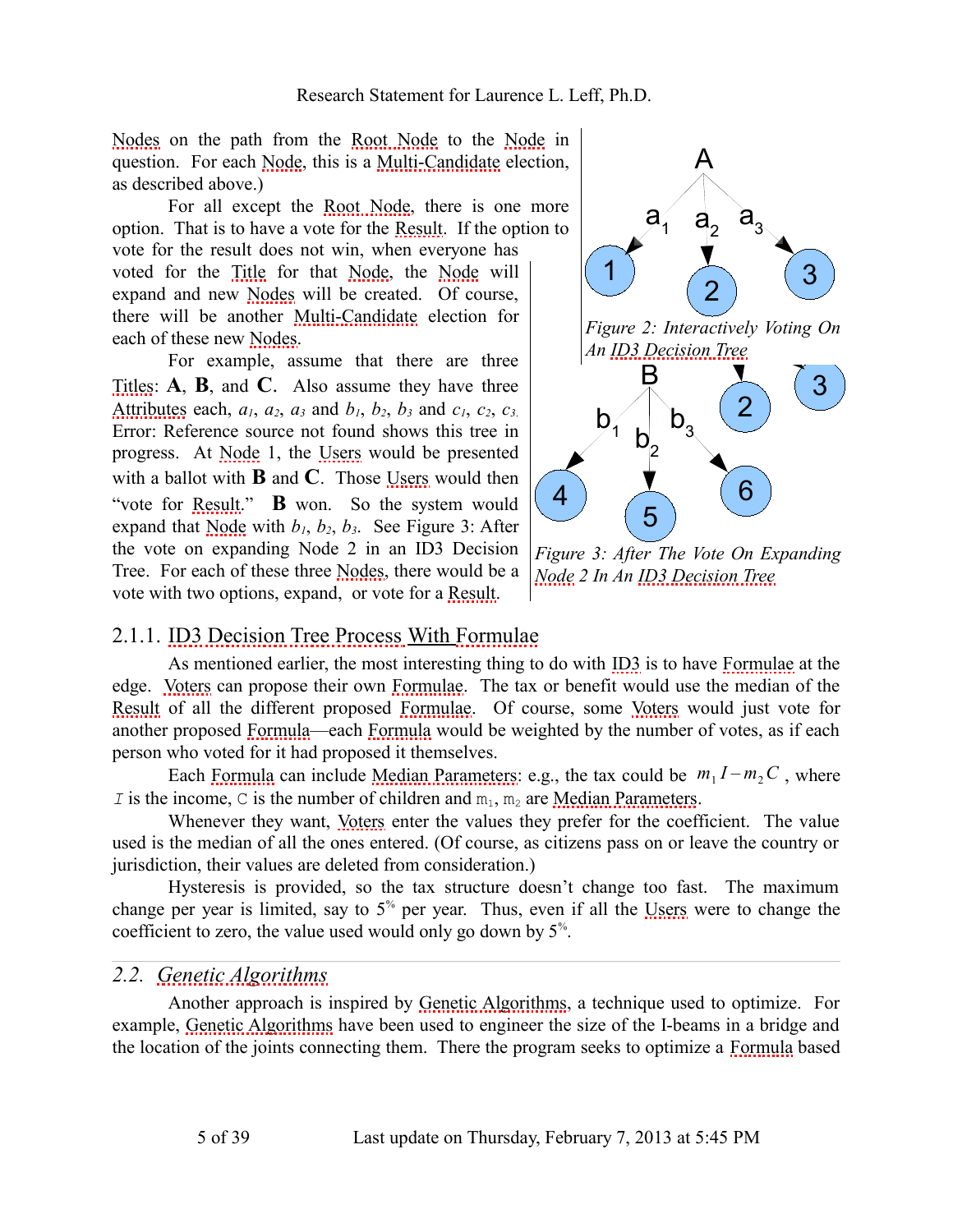Nodes on the path from the Root Node to the Node in question. For each Node, this is a Multi-Candidate election, as described above.)

For all except the Root Node, there is one more option. That is to have a vote for the Result. If the option to vote for the result does not win, when everyone has voted for the Title for that Node, the Node will expand and new Nodes will be created. Of course, there will be another Multi-Candidate election for each of these new Nodes.

For example, assume that there are three Titles: **A**, **B**, and **C**. Also assume they have three Attributes each, $a_1$, $a_2$, $a_3$ and $b_1$, $b_2$, $b_3$ and $c_1$, $c_2$, $c_3$. Error: Reference source not found shows this tree in progress. At Node 1, the Users would be presented with a ballot with **B** and **C**. Those Users would then "vote for Result." **B** won. So the system would expand that Node with $b_1$, $b_2$, $b_3$. See Figure 3: After the vote on expanding Node 2 in an ID3 Decision Tree. For each of these three Nodes, there would be a vote with two options, expand, or vote for a Result.

*Figure 2: Interactively Voting On An ID3 Decision Tree*

*Figure 3: After The Vote On Expanding Node 2 In An ID3 Decision Tree*

### 2.1.1. ID3 Decision Tree Process With Formulae

As mentioned earlier, the most interesting thing to do with ID3 is to have Formulae at the edge. Voters can propose their own Formulae. The tax or benefit would use the median of the Result of all the different proposed Formulae. Of course, some Voters would just vote for another proposed Formula—each Formula would be weighted by the number of votes, as if each person who voted for it had proposed it themselves.

Each Formula can include Median Parameters: e.g., the tax could be $m_1 I - m_2 C$, where $I$ is the income, $C$ is the number of children and $m_1$, $m_2$ are Median Parameters.

Whenever they want, Voters enter the values they prefer for the coefficient. The value used is the median of all the ones entered. (Of course, as citizens pass on or leave the country or jurisdiction, their values are deleted from consideration.)

Hysteresis is provided, so the tax structure doesn't change too fast. The maximum change per year is limited, say to 5% per year. Thus, even if all the Users were to change the coefficient to zero, the value used would only go down by 5%.

## 2.2. *Genetic Algorithms*

Another approach is inspired by Genetic Algorithms, a technique used to optimize. For example, Genetic Algorithms have been used to engineer the size of the I-beams in a bridge and the location of the joints connecting them. There the program seeks to optimize a Formula based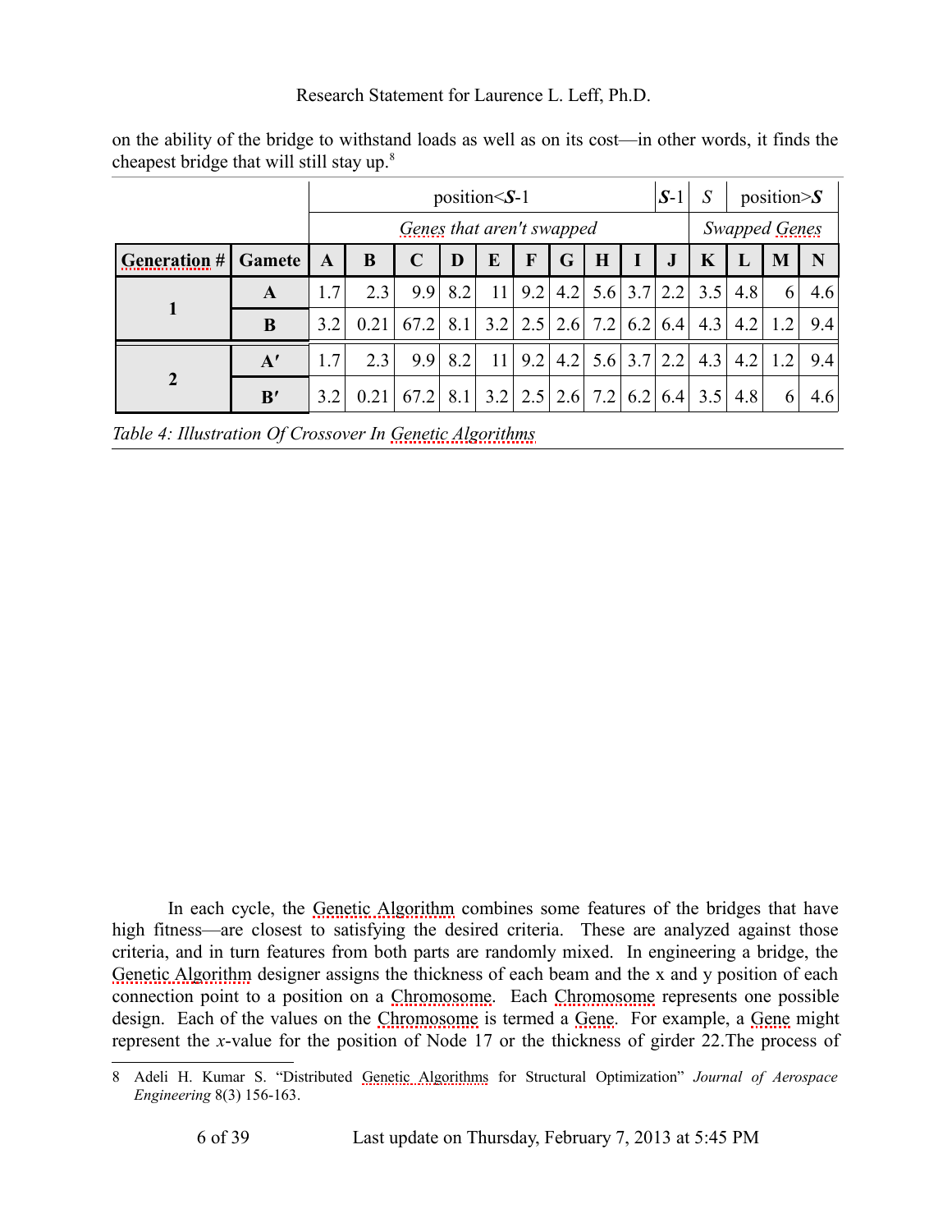on the ability of the bridge to withstand loads as well as on its cost—in other words, it finds the cheapest bridge that will still stay up.[8]

| | | position<***S***-1 | | | | | | | | | ***S***-1 | *S* | position>***S*** | | |
|---|---|---|---|---|---|---|---|---|---|---|---|---|---|---|---|
| | | *Genes that aren't swapped* | | | | | | | | | | *Swapped Genes* | | | |
| **Generation #** | **Gamete** | **A** | **B** | **C** | **D** | **E** | **F** | **G** | **H** | **I** | **J** | **K** | **L** | **M** | **N** |
| **1** | **A** | 1.7 | 2.3 | 9.9 | 8.2 | 11 | 9.2 | 4.2 | 5.6 | 3.7 | 2.2 | 3.5 | 4.8 | 6 | 4.6 |
| | **B** | 3.2 | 0.21 | 67.2 | 8.1 | 3.2 | 2.5 | 2.6 | 7.2 | 6.2 | 6.4 | 4.3 | 4.2 | 1.2 | 9.4 |
| **2** | **A′** | 1.7 | 2.3 | 9.9 | 8.2 | 11 | 9.2 | 4.2 | 5.6 | 3.7 | 2.2 | 4.3 | 4.2 | 1.2 | 9.4 |
| | **B′** | 3.2 | 0.21 | 67.2 | 8.1 | 3.2 | 2.5 | 2.6 | 7.2 | 6.2 | 6.4 | 3.5 | 4.8 | 6 | 4.6 |

*Table 4: Illustration Of Crossover In Genetic Algorithms*

In each cycle, the Genetic Algorithm combines some features of the bridges that have high fitness—are closest to satisfying the desired criteria. These are analyzed against those criteria, and in turn features from both parts are randomly mixed. In engineering a bridge, the Genetic Algorithm designer assigns the thickness of each beam and the x and y position of each connection point to a position on a Chromosome. Each Chromosome represents one possible design. Each of the values on the Chromosome is termed a Gene. For example, a Gene might represent the *x*-value for the position of Node 17 or the thickness of girder 22.The process of

---

8 Adeli H. Kumar S. "Distributed Genetic Algorithms for Structural Optimization" *Journal of Aerospace Engineering* 8(3) 156-163.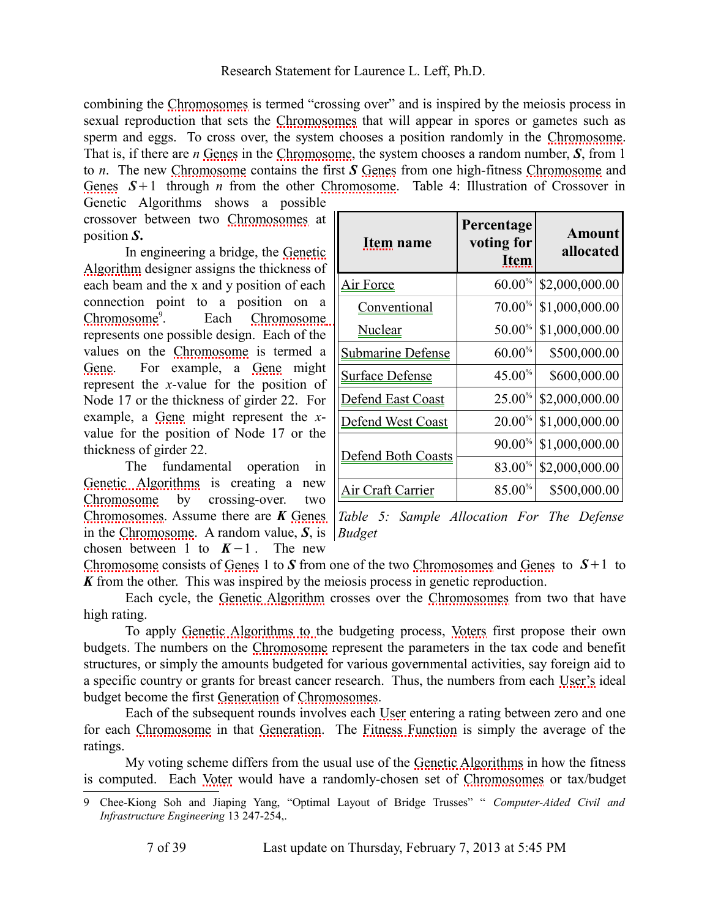combining the Chromosomes is termed "crossing over" and is inspired by the meiosis process in sexual reproduction that sets the Chromosomes that will appear in spores or gametes such as sperm and eggs. To cross over, the system chooses a position randomly in the Chromosome. That is, if there are $n$ Genes in the Chromosome, the system chooses a random number, $\boldsymbol{S}$, from 1 to $n$. The new Chromosome contains the first $\boldsymbol{S}$ Genes from one high-fitness Chromosome and Genes $\boldsymbol{S}+1$ through $n$ from the other Chromosome. Table 4: Illustration of Crossover in Genetic Algorithms shows a possible crossover between two Chromosomes at position $\boldsymbol{S}$.

In engineering a bridge, the Genetic Algorithm designer assigns the thickness of each beam and the x and y position of each connection point to a position on a Chromosome[9]. Each Chromosome represents one possible design. Each of the values on the Chromosome is termed a Gene. For example, a Gene might represent the $x$-value for the position of Node 17 or the thickness of girder 22. For example, a Gene might represent the $x$-value for the position of Node 17 or the thickness of girder 22.

The fundamental operation in Genetic Algorithms is creating a new Chromosome by crossing-over two Chromosomes. Assume there are $\boldsymbol{K}$ Genes in the Chromosome. A random value, $\boldsymbol{S}$, is chosen between 1 to $\boldsymbol{K}-1$. The new Chromosome consists of Genes 1 to $\boldsymbol{S}$ from one of the two Chromosomes and Genes to $\boldsymbol{S}+1$ to $\boldsymbol{K}$ from the other. This was inspired by the meiosis process in genetic reproduction.

| Item name | Percentage voting for Item | Amount allocated |
|---|---|---|
| Air Force | 60.00% | $2,000,000.00 |
| Conventional | 70.00% | $1,000,000.00 |
| Nuclear | 50.00% | $1,000,000.00 |
| Submarine Defense | 60.00% | $500,000.00 |
| Surface Defense | 45.00% | $600,000.00 |
| Defend East Coast | 25.00% | $2,000,000.00 |
| Defend West Coast | 20.00% | $1,000,000.00 |
| Defend Both Coasts | 90.00% | $1,000,000.00 |
| | 83.00% | $2,000,000.00 |
| Air Craft Carrier | 85.00% | $500,000.00 |

*Table 5: Sample Allocation For The Defense Budget*

Each cycle, the Genetic Algorithm crosses over the Chromosomes from two that have high rating.

To apply Genetic Algorithms to the budgeting process, Voters first propose their own budgets. The numbers on the Chromosome represent the parameters in the tax code and benefit structures, or simply the amounts budgeted for various governmental activities, say foreign aid to a specific country or grants for breast cancer research. Thus, the numbers from each User's ideal budget become the first Generation of Chromosomes.

Each of the subsequent rounds involves each User entering a rating between zero and one for each Chromosome in that Generation. The Fitness Function is simply the average of the ratings.

My voting scheme differs from the usual use of the Genetic Algorithms in how the fitness is computed. Each Voter would have a randomly-chosen set of Chromosomes or tax/budget

---

9 Chee-Kiong Soh and Jiaping Yang, "Optimal Layout of Bridge Trusses" " *Computer-Aided Civil and Infrastructure Engineering* 13 247-254,.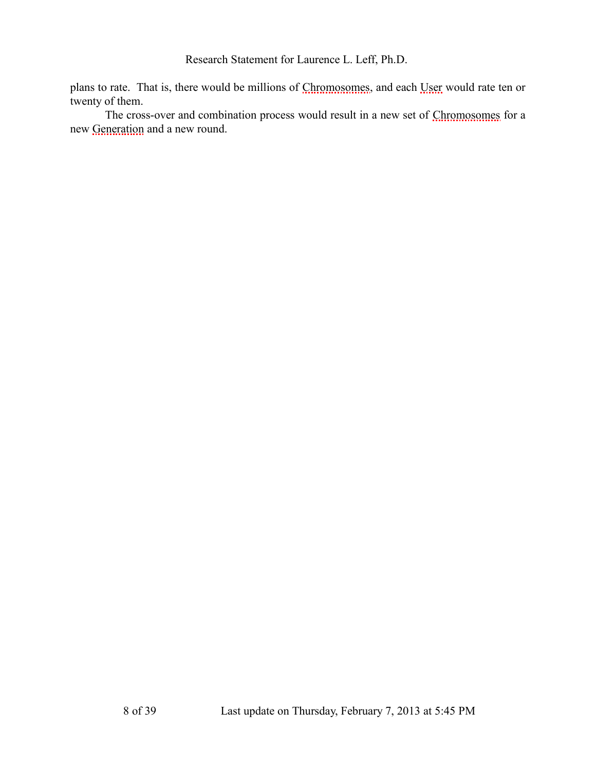plans to rate. That is, there would be millions of Chromosomes, and each User would rate ten or twenty of them.

The cross-over and combination process would result in a new set of Chromosomes for a new Generation and a new round.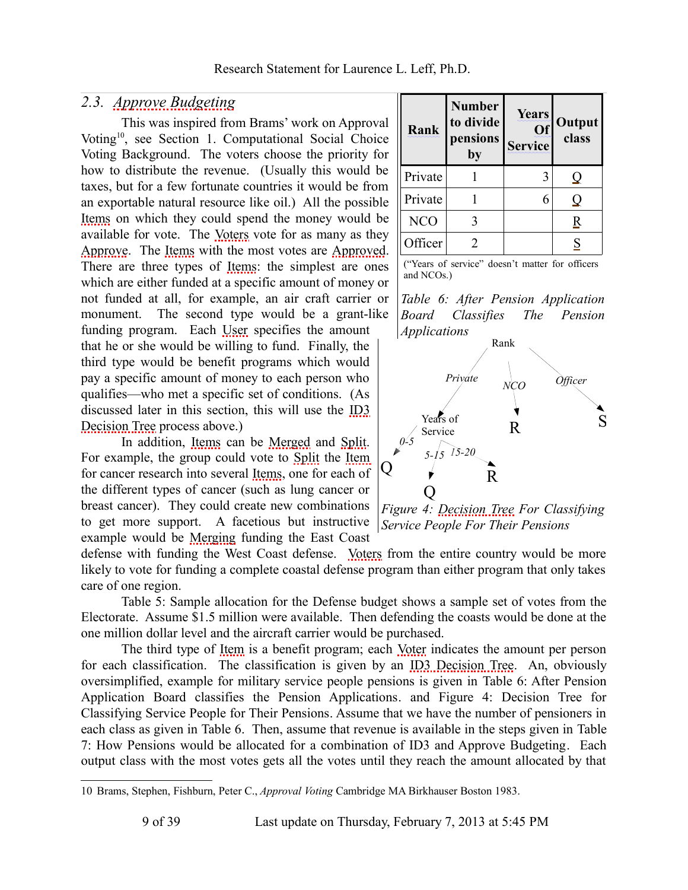## 2.3. *Approve Budgeting*

This was inspired from Brams' work on Approval Voting[10], see Section 1. Computational Social Choice Voting Background. The voters choose the priority for how to distribute the revenue. (Usually this would be taxes, but for a few fortunate countries it would be from an exportable natural resource like oil.) All the possible Items on which they could spend the money would be available for vote. The Voters vote for as many as they Approve. The Items with the most votes are Approved. There are three types of Items: the simplest are ones which are either funded at a specific amount of money or not funded at all, for example, an air craft carrier or monument. The second type would be a grant-like funding program. Each User specifies the amount that he or she would be willing to fund. Finally, the third type would be benefit programs which would pay a specific amount of money to each person who qualifies—who met a specific set of conditions. (As discussed later in this section, this will use the ID3 Decision Tree process above.)

In addition, Items can be Merged and Split. For example, the group could vote to Split the Item for cancer research into several Items, one for each of the different types of cancer (such as lung cancer or breast cancer). They could create new combinations to get more support. A facetious but instructive example would be Merging funding the East Coast defense with funding the West Coast defense. Voters from the entire country would be more likely to vote for funding a complete coastal defense program than either program that only takes care of one region.

| Rank | Number to divide pensions by | Years Of Service | Output class |
|---|---|---|---|
| Private | 1 | 3 | Q |
| Private | 1 | 6 | Q |
| NCO | 3 | | R |
| Officer | 2 | | S |

("Years of service" doesn't matter for officers and NCOs.)

*Table 6: After Pension Application Board Classifies The Pension Applications*

Rank → Private → Years of Service (0-5 → Q; 5-15 → Q; 15-20 → R); Rank → NCO → R; Rank → Officer → S

*Figure 4: Decision Tree For Classifying Service People For Their Pensions*

Table 5: Sample allocation for the Defense budget shows a sample set of votes from the Electorate. Assume $1.5 million were available. Then defending the coasts would be done at the one million dollar level and the aircraft carrier would be purchased.

The third type of Item is a benefit program; each Voter indicates the amount per person for each classification. The classification is given by an ID3 Decision Tree. An, obviously oversimplified, example for military service people pensions is given in Table 6: After Pension Application Board classifies the Pension Applications. and Figure 4: Decision Tree for Classifying Service People for Their Pensions. Assume that we have the number of pensioners in each class as given in Table 6. Then, assume that revenue is available in the steps given in Table 7: How Pensions would be allocated for a combination of ID3 and Approve Budgeting. Each output class with the most votes gets all the votes until they reach the amount allocated by that

---

10 Brams, Stephen, Fishburn, Peter C., *Approval Voting* Cambridge MA Birkhauser Boston 1983.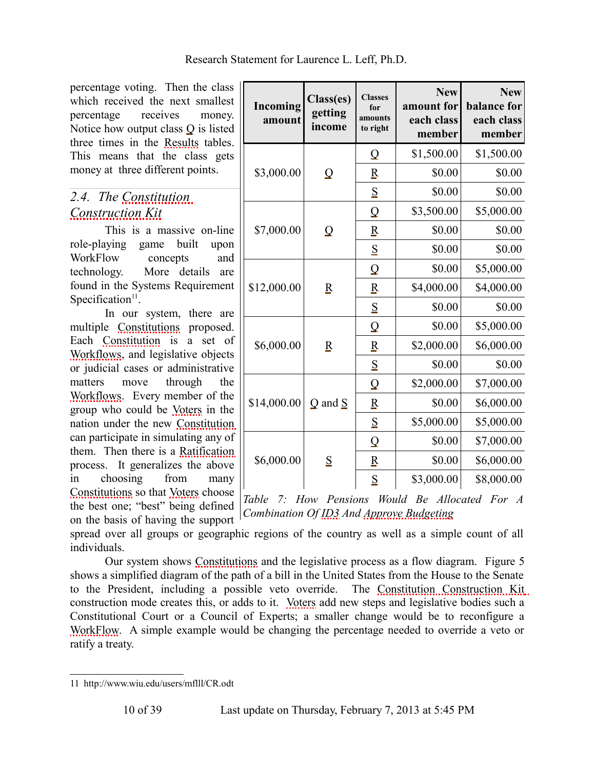percentage voting. Then the class which received the next smallest percentage receives money. Notice how output class Q is listed three times in the Results tables. This means that the class gets money at three different points.

| Incoming amount | Class(es) getting income | Classes for amounts to right | New amount for each class member | New balance for each class member |
|---|---|---|---|---|
| $3,000.00 | Q | Q | $1,500.00 | $1,500.00 |
| | | R | $0.00 | $0.00 |
| | | S | $0.00 | $0.00 |
| $7,000.00 | Q | Q | $3,500.00 | $5,000.00 |
| | | R | $0.00 | $0.00 |
| | | S | $0.00 | $0.00 |
| $12,000.00 | R | Q | $0.00 | $5,000.00 |
| | | R | $4,000.00 | $4,000.00 |
| | | S | $0.00 | $0.00 |
| $6,000.00 | R | Q | $0.00 | $5,000.00 |
| | | R | $2,000.00 | $6,000.00 |
| | | S | $0.00 | $0.00 |
| $14,000.00 | Q and S | Q | $2,000.00 | $7,000.00 |
| | | R | $0.00 | $6,000.00 |
| | | S | $5,000.00 | $5,000.00 |
| $6,000.00 | S | Q | $0.00 | $7,000.00 |
| | | R | $0.00 | $6,000.00 |
| | | S | $3,000.00 | $8,000.00 |

*Table 7: How Pensions Would Be Allocated For A Combination Of ID3 And Approve Budgeting*

## *2.4. The Constitution Construction Kit*

This is a massive on-line role-playing game built upon WorkFlow concepts and technology. More details are found in the Systems Requirement Specification[11].

In our system, there are multiple Constitutions proposed. Each Constitution is a set of Workflows, and legislative objects or judicial cases or administrative matters move through the Workflows. Every member of the group who could be Voters in the nation under the new Constitution can participate in simulating any of them. Then there is a Ratification process. It generalizes the above in choosing from many Constitutions so that Voters choose the best one; "best" being defined on the basis of having the support spread over all groups or geographic regions of the country as well as a simple count of all individuals.

Our system shows Constitutions and the legislative process as a flow diagram. Figure 5 shows a simplified diagram of the path of a bill in the United States from the House to the Senate to the President, including a possible veto override. The Constitution Construction Kit construction mode creates this, or adds to it. Voters add new steps and legislative bodies such a Constitutional Court or a Council of Experts; a smaller change would be to reconfigure a WorkFlow. A simple example would be changing the percentage needed to override a veto or ratify a treaty.

11 http://www.wiu.edu/users/mflll/CR.odt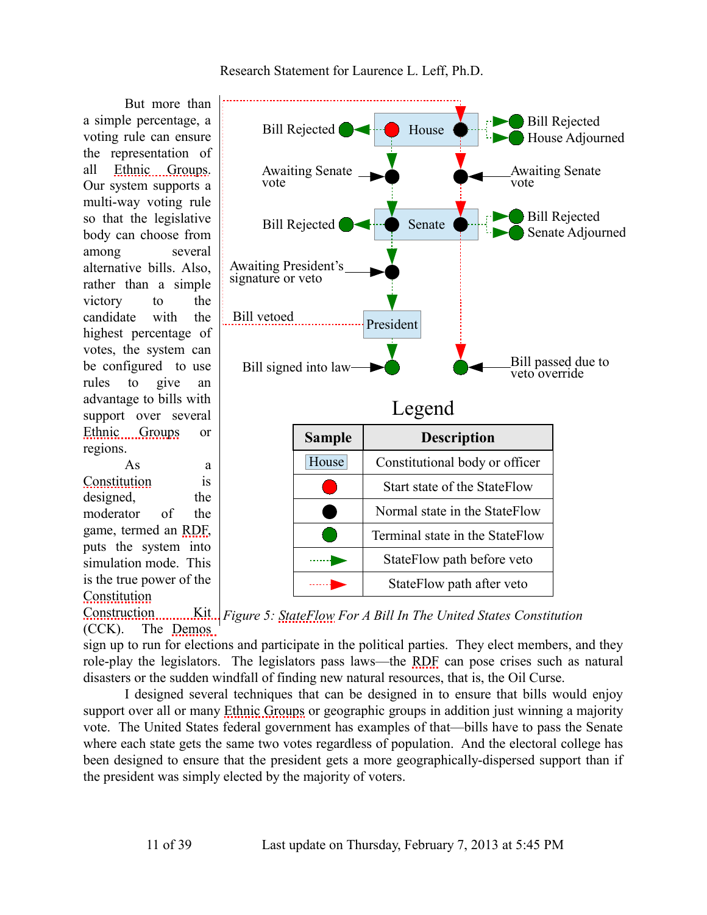But more than a simple percentage, a voting rule can ensure the representation of all Ethnic Groups. Our system supports a multi-way voting rule so that the legislative body can choose from among several alternative bills. Also, rather than a simple victory to the candidate with the highest percentage of votes, the system can be configured to use rules to give an advantage to bills with support over several Ethnic Groups or regions.

As a Constitution is designed, the moderator of the game, termed an RDF, puts the system into simulation mode. This is the true power of the Constitution Construction Kit (CCK). The Demos sign up to run for elections and participate in the political parties. They elect members, and they role-play the legislators. The legislators pass laws—the RDF can pose crises such as natural disasters or the sudden windfall of finding new natural resources, that is, the Oil Curse.

Legend

| Sample | Description |
|---|---|
| House | Constitutional body or officer |
| (red circle) | Start state of the StateFlow |
| (black circle) | Normal state in the StateFlow |
| (green circle) | Terminal state in the StateFlow |
| (green dotted arrow) | StateFlow path before veto |
| (red dotted arrow) | StateFlow path after veto |

*Figure 5: StateFlow For A Bill In The United States Constitution*

I designed several techniques that can be designed in to ensure that bills would enjoy support over all or many Ethnic Groups or geographic groups in addition just winning a majority vote. The United States federal government has examples of that—bills have to pass the Senate where each state gets the same two votes regardless of population. And the electoral college has been designed to ensure that the president gets a more geographically-dispersed support than if the president was simply elected by the majority of voters.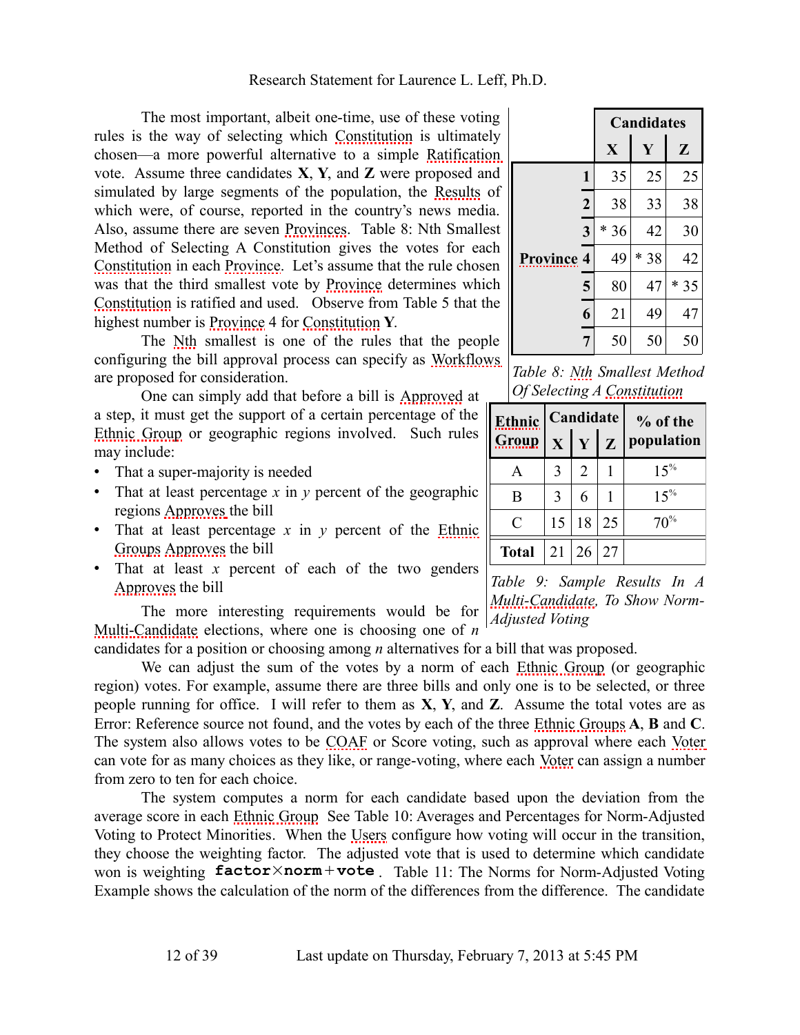The most important, albeit one-time, use of these voting rules is the way of selecting which Constitution is ultimately chosen—a more powerful alternative to a simple Ratification vote. Assume three candidates **X**, **Y**, and **Z** were proposed and simulated by large segments of the population, the Results of which were, of course, reported in the country's news media. Also, assume there are seven Provinces. Table 8: Nth Smallest Method of Selecting A Constitution gives the votes for each Constitution in each Province. Let's assume that the rule chosen was that the third smallest vote by Province determines which Constitution is ratified and used. Observe from Table 5 that the highest number is Province 4 for Constitution **Y**.

| | | Candidates | | |
|---|---|---|---|---|
| | | **X** | **Y** | **Z** |
| **Province** | **1** | 35 | 25 | 25 |
| | **2** | 38 | 33 | 38 |
| | **3** | * 36 | 42 | 30 |
| | **4** | 49 | * 38 | 42 |
| | **5** | 80 | 47 | * 35 |
| | **6** | 21 | 49 | 47 |
| | **7** | 50 | 50 | 50 |

*Table 8: Nth Smallest Method Of Selecting A Constitution*

The Nth smallest is one of the rules that the people configuring the bill approval process can specify as Workflows are proposed for consideration.

One can simply add that before a bill is Approved at a step, it must get the support of a certain percentage of the Ethnic Group or geographic regions involved. Such rules may include:

- That a super-majority is needed
- That at least percentage *x* in *y* percent of the geographic regions Approves the bill
- That at least percentage *x* in *y* percent of the Ethnic Groups Approves the bill
- That at least *x* percent of each of the two genders Approves the bill

| Ethnic Group | Candidate **X** | **Y** | **Z** | % of the population |
|---|---|---|---|---|
| A | 3 | 2 | 1 | 15% |
| B | 3 | 6 | 1 | 15% |
| C | 15 | 18 | 25 | 70% |
| **Total** | 21 | 26 | 27 | |

*Table 9: Sample Results In A Multi-Candidate, To Show Norm-Adjusted Voting*

The more interesting requirements would be for Multi-Candidate elections, where one is choosing one of *n* candidates for a position or choosing among *n* alternatives for a bill that was proposed.

We can adjust the sum of the votes by a norm of each Ethnic Group (or geographic region) votes. For example, assume there are three bills and only one is to be selected, or three people running for office. I will refer to them as **X**, **Y**, and **Z**. Assume the total votes are as Error: Reference source not found, and the votes by each of the three Ethnic Groups **A**, **B** and **C**. The system also allows votes to be COAF or Score voting, such as approval where each Voter can vote for as many choices as they like, or range-voting, where each Voter can assign a number from zero to ten for each choice.

The system computes a norm for each candidate based upon the deviation from the average score in each Ethnic Group See Table 10: Averages and Percentages for Norm-Adjusted Voting to Protect Minorities. When the Users configure how voting will occur in the transition, they choose the weighting factor. The adjusted vote that is used to determine which candidate won is weighting $\textbf{factor} \times \textbf{norm} + \textbf{vote}$. Table 11: The Norms for Norm-Adjusted Voting Example shows the calculation of the norm of the differences from the difference. The candidate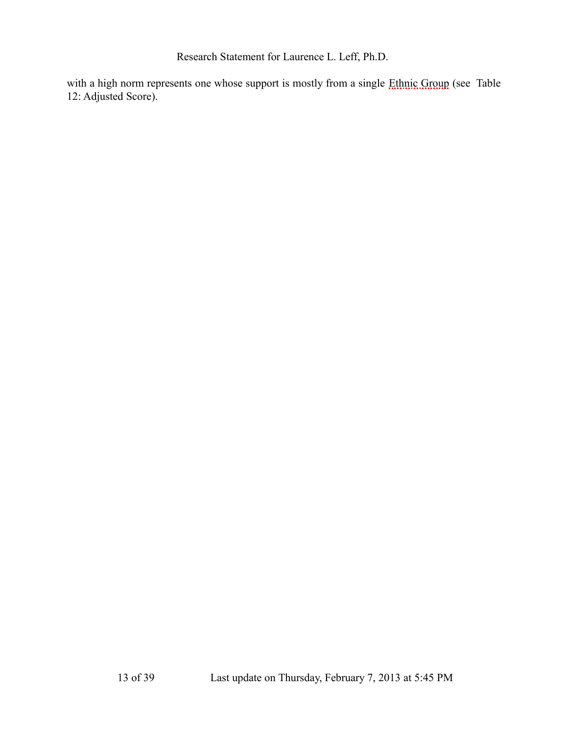with a high norm represents one whose support is mostly from a single Ethnic Group (see Table 12: Adjusted Score).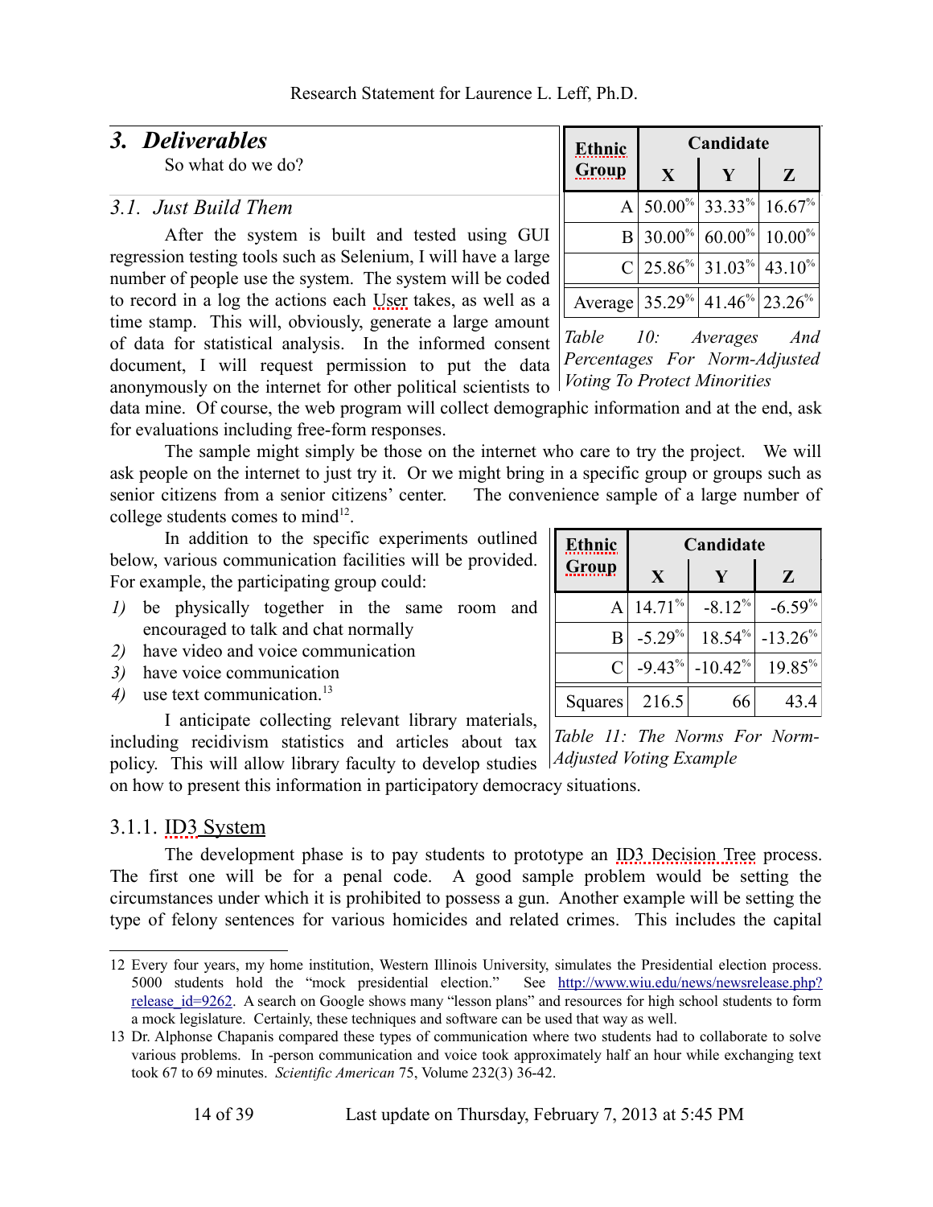## 3. *Deliverables*

So what do we do?

### *3.1. Just Build Them*

After the system is built and tested using GUI regression testing tools such as Selenium, I will have a large number of people use the system. The system will be coded to record in a log the actions each User takes, as well as a time stamp. This will, obviously, generate a large amount of data for statistical analysis. In the informed consent document, I will request permission to put the data anonymously on the internet for other political scientists to data mine. Of course, the web program will collect demographic information and at the end, ask for evaluations including free-form responses.

| Ethnic Group | Candidate | | |
|---|---|---|---|
| | X | Y | Z |
| A | 50.00% | 33.33% | 16.67% |
| B | 30.00% | 60.00% | 10.00% |
| C | 25.86% | 31.03% | 43.10% |
| Average | 35.29% | 41.46% | 23.26% |

*Table 10: Averages And Percentages For Norm-Adjusted Voting To Protect Minorities*

The sample might simply be those on the internet who care to try the project. We will ask people on the internet to just try it. Or we might bring in a specific group or groups such as senior citizens from a senior citizens' center. The convenience sample of a large number of college students comes to mind[12].

In addition to the specific experiments outlined below, various communication facilities will be provided. For example, the participating group could:

1) be physically together in the same room and encouraged to talk and chat normally
2) have video and voice communication
3) have voice communication
4) use text communication.[13]

I anticipate collecting relevant library materials, including recidivism statistics and articles about tax policy. This will allow library faculty to develop studies on how to present this information in participatory democracy situations.

| Ethnic Group | Candidate | | |
|---|---|---|---|
| | X | Y | Z |
| A | 14.71% | -8.12% | -6.59% |
| B | -5.29% | 18.54% | -13.26% |
| C | -9.43% | -10.42% | 19.85% |
| Squares | 216.5 | 66 | 43.4 |

*Table 11: The Norms For Norm-Adjusted Voting Example*

#### 3.1.1. ID3 System

The development phase is to pay students to prototype an ID3 Decision Tree process. The first one will be for a penal code. A good sample problem would be setting the circumstances under which it is prohibited to possess a gun. Another example will be setting the type of felony sentences for various homicides and related crimes. This includes the capital

---

12 Every four years, my home institution, Western Illinois University, simulates the Presidential election process. 5000 students hold the "mock presidential election." See http://www.wiu.edu/news/newsrelease.php?release_id=9262. A search on Google shows many "lesson plans" and resources for high school students to form a mock legislature. Certainly, these techniques and software can be used that way as well.

13 Dr. Alphonse Chapanis compared these types of communication where two students had to collaborate to solve various problems. In -person communication and voice took approximately half an hour while exchanging text took 67 to 69 minutes. *Scientific American* 75, Volume 232(3) 36-42.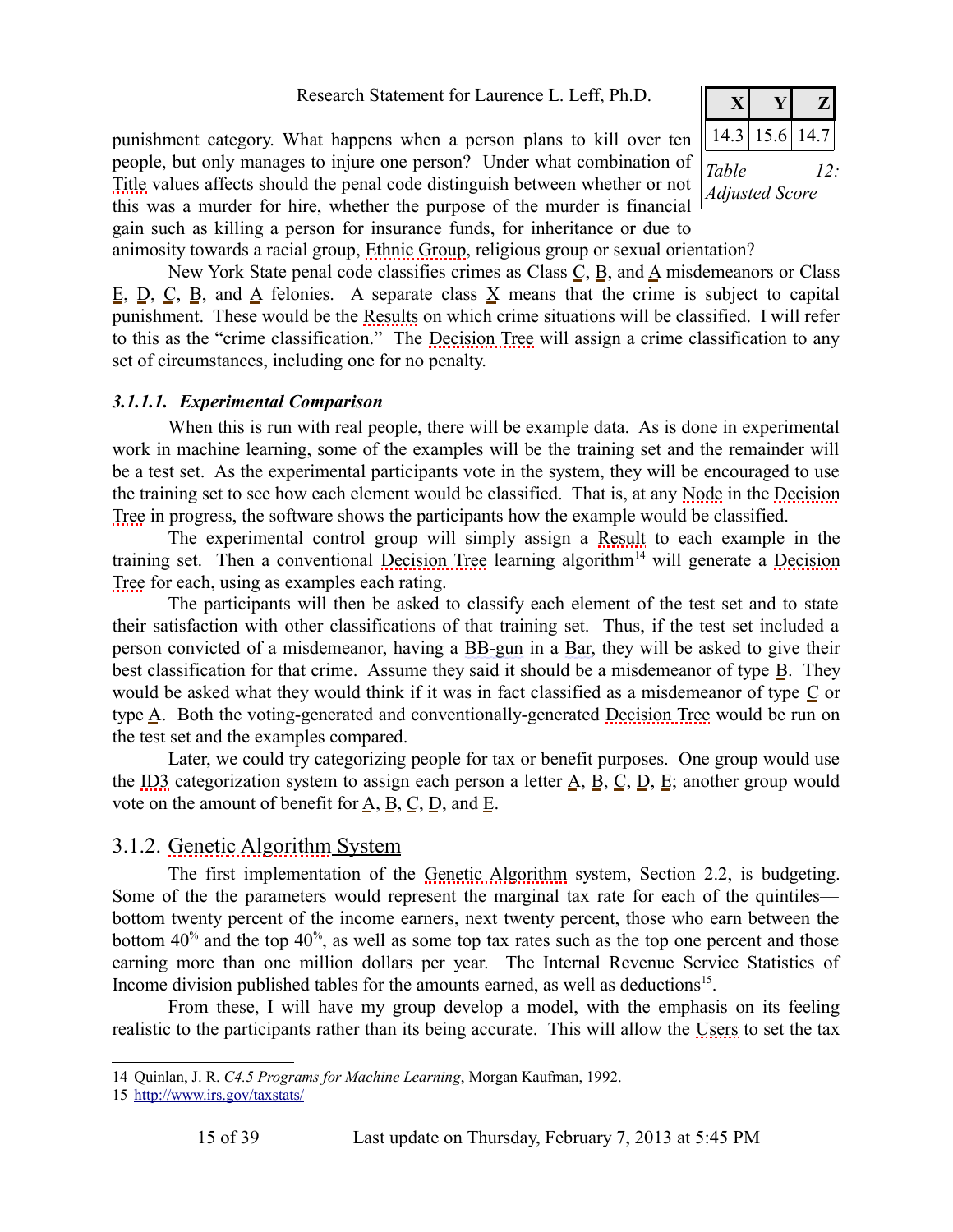| X | Y | Z |
|---|---|---|
| 14.3 | 15.6 | 14.7 |

*Table 12: Adjusted Score*

punishment category. What happens when a person plans to kill over ten people, but only manages to injure one person? Under what combination of Title values affects should the penal code distinguish between whether or not this was a murder for hire, whether the purpose of the murder is financial gain such as killing a person for insurance funds, for inheritance or due to animosity towards a racial group, Ethnic Group, religious group or sexual orientation?

New York State penal code classifies crimes as Class C, B, and A misdemeanors or Class E, D, C, B, and A felonies. A separate class X means that the crime is subject to capital punishment. These would be the Results on which crime situations will be classified. I will refer to this as the "crime classification." The Decision Tree will assign a crime classification to any set of circumstances, including one for no penalty.

#### *3.1.1.1. Experimental Comparison*

When this is run with real people, there will be example data. As is done in experimental work in machine learning, some of the examples will be the training set and the remainder will be a test set. As the experimental participants vote in the system, they will be encouraged to use the training set to see how each element would be classified. That is, at any Node in the Decision Tree in progress, the software shows the participants how the example would be classified.

The experimental control group will simply assign a Result to each example in the training set. Then a conventional Decision Tree learning algorithm[14] will generate a Decision Tree for each, using as examples each rating.

The participants will then be asked to classify each element of the test set and to state their satisfaction with other classifications of that training set. Thus, if the test set included a person convicted of a misdemeanor, having a BB-gun in a Bar, they will be asked to give their best classification for that crime. Assume they said it should be a misdemeanor of type B. They would be asked what they would think if it was in fact classified as a misdemeanor of type C or type A. Both the voting-generated and conventionally-generated Decision Tree would be run on the test set and the examples compared.

Later, we could try categorizing people for tax or benefit purposes. One group would use the ID3 categorization system to assign each person a letter A, B, C, D, E; another group would vote on the amount of benefit for A, B, C, D, and E.

### 3.1.2. Genetic Algorithm System

The first implementation of the Genetic Algorithm system, Section 2.2, is budgeting. Some of the the parameters would represent the marginal tax rate for each of the quintiles—bottom twenty percent of the income earners, next twenty percent, those who earn between the bottom 40% and the top 40%, as well as some top tax rates such as the top one percent and those earning more than one million dollars per year. The Internal Revenue Service Statistics of Income division published tables for the amounts earned, as well as deductions[15].

From these, I will have my group develop a model, with the emphasis on its feeling realistic to the participants rather than its being accurate. This will allow the Users to set the tax

---

14 Quinlan, J. R. *C4.5 Programs for Machine Learning*, Morgan Kaufman, 1992.

15 http://www.irs.gov/taxstats/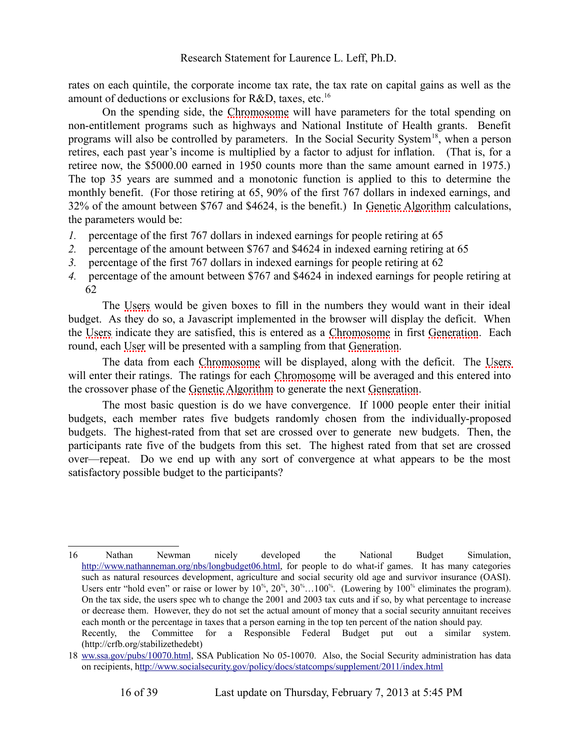rates on each quintile, the corporate income tax rate, the tax rate on capital gains as well as the amount of deductions or exclusions for R&D, taxes, etc.[16]

On the spending side, the Chromosome will have parameters for the total spending on non-entitlement programs such as highways and National Institute of Health grants. Benefit programs will also be controlled by parameters. In the Social Security System[18], when a person retires, each past year's income is multiplied by a factor to adjust for inflation. (That is, for a retiree now, the $5000.00 earned in 1950 counts more than the same amount earned in 1975.) The top 35 years are summed and a monotonic function is applied to this to determine the monthly benefit. (For those retiring at 65, 90% of the first 767 dollars in indexed earnings, and 32% of the amount between $767 and $4624, is the benefit.) In Genetic Algorithm calculations, the parameters would be:

1. percentage of the first 767 dollars in indexed earnings for people retiring at 65
2. percentage of the amount between $767 and $4624 in indexed earning retiring at 65
3. percentage of the first 767 dollars in indexed earnings for people retiring at 62
4. percentage of the amount between $767 and $4624 in indexed earnings for people retiring at 62

The Users would be given boxes to fill in the numbers they would want in their ideal budget. As they do so, a Javascript implemented in the browser will display the deficit. When the Users indicate they are satisfied, this is entered as a Chromosome in first Generation. Each round, each User will be presented with a sampling from that Generation.

The data from each Chromosome will be displayed, along with the deficit. The Users will enter their ratings. The ratings for each Chromosome will be averaged and this entered into the crossover phase of the Genetic Algorithm to generate the next Generation.

The most basic question is do we have convergence. If 1000 people enter their initial budgets, each member rates five budgets randomly chosen from the individually-proposed budgets. The highest-rated from that set are crossed over to generate new budgets. Then, the participants rate five of the budgets from this set. The highest rated from that set are crossed over—repeat. Do we end up with any sort of convergence at what appears to be the most satisfactory possible budget to the participants?

---

16 Nathan Newman nicely developed the National Budget Simulation, http://www.nathanneman.org/nbs/longbudget06.html, for people to do what-if games. It has many categories such as natural resources development, agriculture and social security old age and survivor insurance (OASI). Users entr "hold even" or raise or lower by 10%, 20%, 30%…100%. (Lowering by 100% eliminates the program). On the tax side, the users spec wh to change the 2001 and 2003 tax cuts and if so, by what percentage to increase or decrease them. However, they do not set the actual amount of money that a social security annuitant receives each month or the percentage in taxes that a person earning in the top ten percent of the nation should pay.
Recently, the Committee for a Responsible Federal Budget put out a similar system. (http://crfb.org/stabilizethedebt)

18 ww.ssa.gov/pubs/10070.html, SSA Publication No 05-10070. Also, the Social Security administration has data on recipients, hhttp://www.socialsecurity.gov/policy/docs/statcomps/supplement/2011/index.html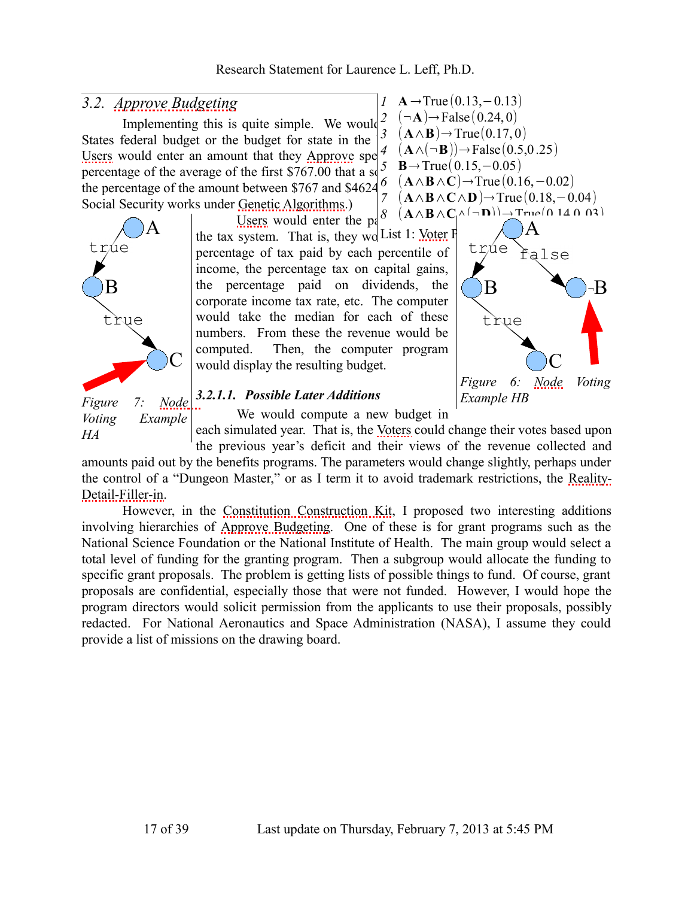## 3.2. Approve Budgeting

Implementing this is quite simple. We would States federal budget or the budget for state in the Users would enter an amount that they Approve spe percentage of the average of the first \$767.00 that a s the percentage of the amount between \$767 and \$4624 Social Security works under Genetic Algorithms.)

Users would enter the p the tax system. That is, they wo percentage of tax paid by each percentile of income, the percentage tax on capital gains, the percentage paid on dividends, the corporate income tax rate, etc. The computer would take the median for each of these numbers. From these the revenue would be computed. Then, the computer program would display the resulting budget.

1. $\mathbf{A} \rightarrow \text{True}(0.13, -0.13)$
2. $(\neg \mathbf{A}) \rightarrow \text{False}(0.24, 0)$
3. $(\mathbf{A} \wedge \mathbf{B}) \rightarrow \text{True}(0.17, 0)$
4. $(\mathbf{A} \wedge (\neg \mathbf{B})) \rightarrow \text{False}(0.5, 0.25)$
5. $\mathbf{B} \rightarrow \text{True}(0.15, -0.05)$
6. $(\mathbf{A} \wedge \mathbf{B} \wedge \mathbf{C}) \rightarrow \text{True}(0.16, -0.02)$
7. $(\mathbf{A} \wedge \mathbf{B} \wedge \mathbf{C} \wedge \mathbf{D}) \rightarrow \text{True}(0.18, -0.04)$
8. $(\mathbf{A} \wedge \mathbf{B} \wedge \mathbf{C} \wedge (\neg \mathbf{D})) \rightarrow \text{True}(0.14, 0.03)$

List 1: Voter F

Figure 7: Node Voting Example HA

Figure 6: Node Voting Example HB

### 3.2.1.1. Possible Later Additions

We would compute a new budget in each simulated year. That is, the Voters could change their votes based upon the previous year's deficit and their views of the revenue collected and amounts paid out by the benefits programs. The parameters would change slightly, perhaps under the control of a "Dungeon Master," or as I term it to avoid trademark restrictions, the Reality-Detail-Filler-in.

However, in the Constitution Construction Kit, I proposed two interesting additions involving hierarchies of Approve Budgeting. One of these is for grant programs such as the National Science Foundation or the National Institute of Health. The main group would select a total level of funding for the granting program. Then a subgroup would allocate the funding to specific grant proposals. The problem is getting lists of possible things to fund. Of course, grant proposals are confidential, especially those that were not funded. However, I would hope the program directors would solicit permission from the applicants to use their proposals, possibly redacted. For National Aeronautics and Space Administration (NASA), I assume they could provide a list of missions on the drawing board.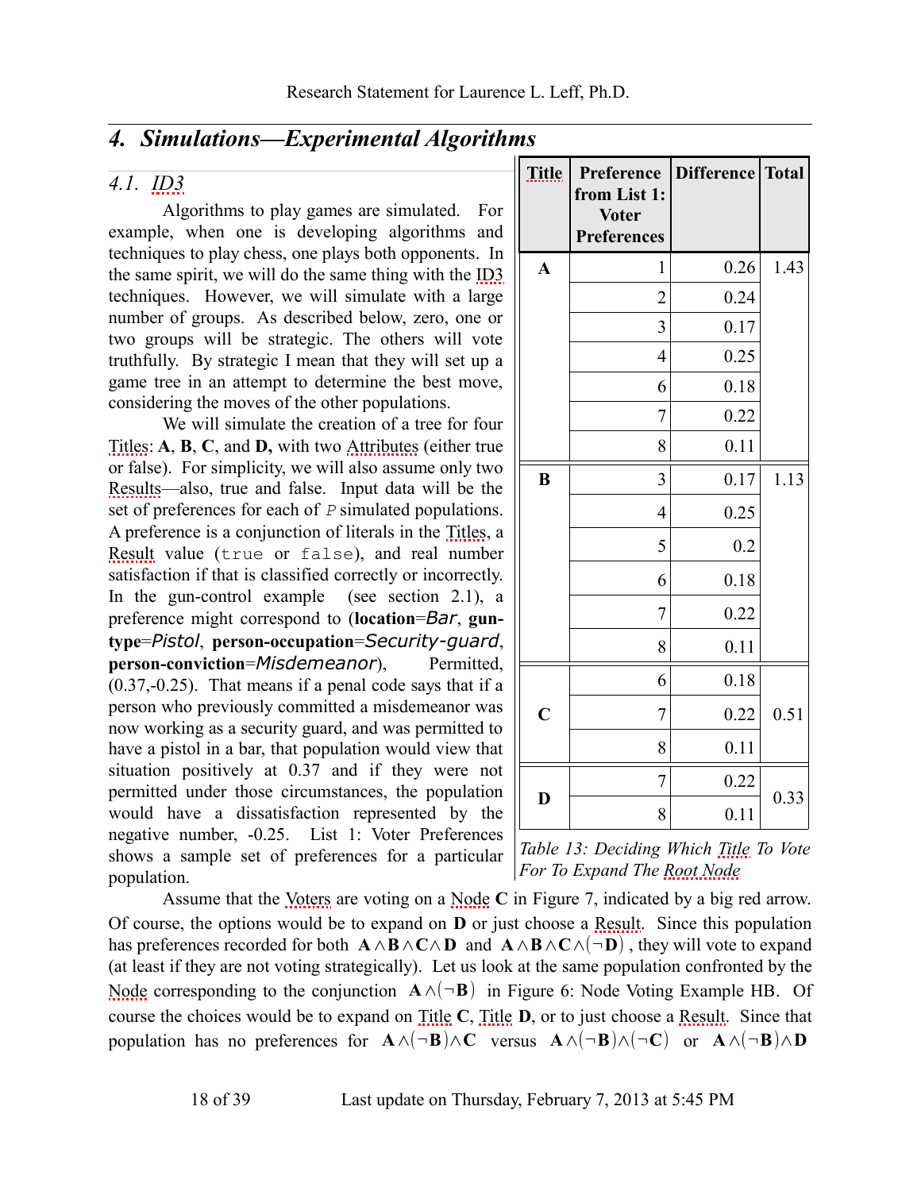## 4. Simulations—Experimental Algorithms

### 4.1. ID3

Algorithms to play games are simulated. For example, when one is developing algorithms and techniques to play chess, one plays both opponents. In the same spirit, we will do the same thing with the ID3 techniques. However, we will simulate with a large number of groups. As described below, zero, one or two groups will be strategic. The others will vote truthfully. By strategic I mean that they will set up a game tree in an attempt to determine the best move, considering the moves of the other populations.

We will simulate the creation of a tree for four Titles: **A**, **B**, **C**, and **D,** with two Attributes (either true or false). For simplicity, we will also assume only two Results—also, true and false. Input data will be the set of preferences for each of *P* simulated populations. A preference is a conjunction of literals in the Titles, a Result value (`true` or `false`), and real number satisfaction if that is classified correctly or incorrectly. In the gun-control example (see section 2.1), a preference might correspond to (**location**=*Bar*, **gun-type**=*Pistol*, **person-occupation**=*Security-guard*, **person-conviction**=*Misdemeanor*), Permitted, (0.37,-0.25). That means if a penal code says that if a person who previously committed a misdemeanor was now working as a security guard, and was permitted to have a pistol in a bar, that population would view that situation positively at 0.37 and if they were not permitted under those circumstances, the population would have a dissatisfaction represented by the negative number, -0.25. List 1: Voter Preferences shows a sample set of preferences for a particular population.

| Title | Preference from List 1: Voter Preferences | Difference | Total |
|---|---|---|---|
| **A** | 1 | 0.26 | 1.43 |
| | 2 | 0.24 | |
| | 3 | 0.17 | |
| | 4 | 0.25 | |
| | 6 | 0.18 | |
| | 7 | 0.22 | |
| | 8 | 0.11 | |
| **B** | 3 | 0.17 | 1.13 |
| | 4 | 0.25 | |
| | 5 | 0.2 | |
| | 6 | 0.18 | |
| | 7 | 0.22 | |
| | 8 | 0.11 | |
| **C** | 6 | 0.18 | 0.51 |
| | 7 | 0.22 | |
| | 8 | 0.11 | |
| **D** | 7 | 0.22 | 0.33 |
| | 8 | 0.11 | |

*Table 13: Deciding Which Title To Vote For To Expand The Root Node*

Assume that the Voters are voting on a Node **C** in Figure 7, indicated by a big red arrow. Of course, the options would be to expand on **D** or just choose a Result. Since this population has preferences recorded for both $\mathbf{A} \wedge \mathbf{B} \wedge \mathbf{C} \wedge \mathbf{D}$ and $\mathbf{A} \wedge \mathbf{B} \wedge \mathbf{C} \wedge (\neg \mathbf{D})$, they will vote to expand (at least if they are not voting strategically). Let us look at the same population confronted by the Node corresponding to the conjunction $\mathbf{A} \wedge (\neg \mathbf{B})$ in Figure 6: Node Voting Example HB. Of course the choices would be to expand on Title **C**, Title **D**, or to just choose a Result. Since that population has no preferences for $\mathbf{A} \wedge (\neg \mathbf{B}) \wedge \mathbf{C}$ versus $\mathbf{A} \wedge (\neg \mathbf{B}) \wedge (\neg \mathbf{C})$ or $\mathbf{A} \wedge (\neg \mathbf{B}) \wedge \mathbf{D}$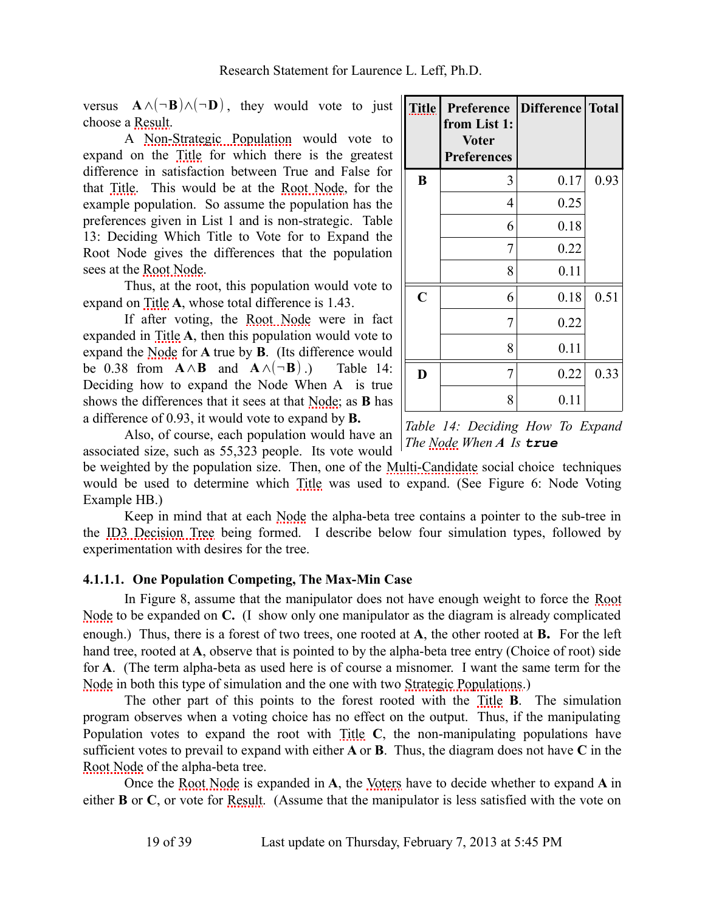versus $\mathbf{A} \wedge (\neg \mathbf{B}) \wedge (\neg \mathbf{D})$, they would vote to just choose a Result.

A Non-Strategic Population would vote to expand on the Title for which there is the greatest difference in satisfaction between True and False for that Title. This would be at the Root Node, for the example population. So assume the population has the preferences given in List 1 and is non-strategic. Table 13: Deciding Which Title to Vote for to Expand the Root Node gives the differences that the population sees at the Root Node.

Thus, at the root, this population would vote to expand on Title **A**, whose total difference is 1.43.

If after voting, the Root Node were in fact expanded in Title **A**, then this population would vote to expand the Node for **A** true by **B**. (Its difference would be 0.38 from $\mathbf{A} \wedge \mathbf{B}$ and $\mathbf{A} \wedge (\neg \mathbf{B})$.) Table 14: Deciding how to expand the Node When A is true shows the differences that it sees at that Node; as **B** has a difference of 0.93, it would vote to expand by **B.**

| Title | Preference from List 1: Voter Preferences | Difference | Total |
|---|---|---|---|
| **B** | 3 | 0.17 | 0.93 |
| | 4 | 0.25 | |
| | 6 | 0.18 | |
| | 7 | 0.22 | |
| | 8 | 0.11 | |
| **C** | 6 | 0.18 | 0.51 |
| | 7 | 0.22 | |
| | 8 | 0.11 | |
| **D** | 7 | 0.22 | 0.33 |
| | 8 | 0.11 | |

*Table 14: Deciding How To Expand The Node When **A** Is **true***

Also, of course, each population would have an associated size, such as 55,323 people. Its vote would be weighted by the population size. Then, one of the Multi-Candidate social choice techniques would be used to determine which Title was used to expand. (See Figure 6: Node Voting Example HB.)

Keep in mind that at each Node the alpha-beta tree contains a pointer to the sub-tree in the ID3 Decision Tree being formed. I describe below four simulation types, followed by experimentation with desires for the tree.

#### 4.1.1.1. One Population Competing, The Max-Min Case

In Figure 8, assume that the manipulator does not have enough weight to force the Root Node to be expanded on **C.** (I show only one manipulator as the diagram is already complicated enough.) Thus, there is a forest of two trees, one rooted at **A**, the other rooted at **B.** For the left hand tree, rooted at **A**, observe that is pointed to by the alpha-beta tree entry (Choice of root) side for **A**. (The term alpha-beta as used here is of course a misnomer. I want the same term for the Node in both this type of simulation and the one with two Strategic Populations.)

The other part of this points to the forest rooted with the Title **B**. The simulation program observes when a voting choice has no effect on the output. Thus, if the manipulating Population votes to expand the root with Title **C**, the non-manipulating populations have sufficient votes to prevail to expand with either **A** or **B**. Thus, the diagram does not have **C** in the Root Node of the alpha-beta tree.

Once the Root Node is expanded in **A**, the Voters have to decide whether to expand **A** in either **B** or **C**, or vote for Result. (Assume that the manipulator is less satisfied with the vote on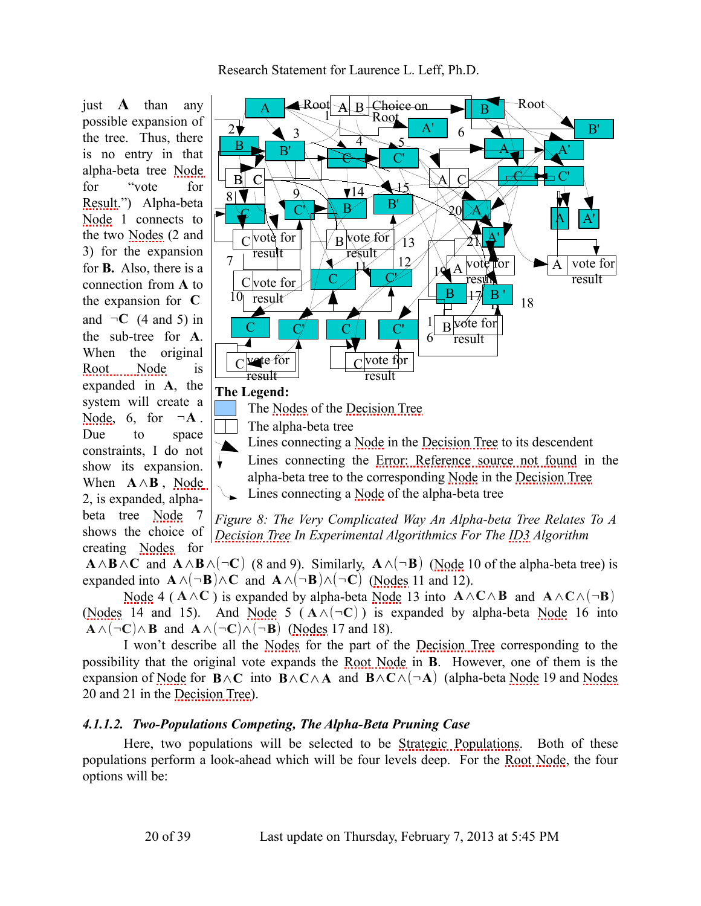just **A** than any possible expansion of the tree. Thus, there is no entry in that alpha-beta tree Node for "vote for Result.") Alpha-beta Node 1 connects to the two Nodes (2 and 3) for the expansion for **B.** Also, there is a connection from **A** to the expansion for **C** and $\neg\mathbf{C}$ (4 and 5) in the sub-tree for **A**. When the original Root Node is expanded in **A**, the system will create a Node, 6, for $\neg\mathbf{A}$. Due to space constraints, I do not show its expansion. When $\mathbf{A}\wedge\mathbf{B}$, Node 2, is expanded, alpha-beta tree Node 7 shows the choice of creating Nodes for $\mathbf{A}\wedge\mathbf{B}\wedge\mathbf{C}$ and $\mathbf{A}\wedge\mathbf{B}\wedge(\neg\mathbf{C})$ (8 and 9). Similarly, $\mathbf{A}\wedge(\neg\mathbf{B})$ (Node 10 of the alpha-beta tree) is expanded into $\mathbf{A}\wedge(\neg\mathbf{B})\wedge\mathbf{C}$ and $\mathbf{A}\wedge(\neg\mathbf{B})\wedge(\neg\mathbf{C})$ (Nodes 11 and 12).

**The Legend:**

- The Nodes of the Decision Tree
- The alpha-beta tree
- Lines connecting a Node in the Decision Tree to its descendent
- Lines connecting the Error: Reference source not found in the alpha-beta tree to the corresponding Node in the Decision Tree
- Lines connecting a Node of the alpha-beta tree

*Figure 8: The Very Complicated Way An Alpha-beta Tree Relates To A Decision Tree In Experimental Algorithmics For The ID3 Algorithm*

Node 4 ( $\mathbf{A}\wedge\mathbf{C}$ ) is expanded by alpha-beta Node 13 into $\mathbf{A}\wedge\mathbf{C}\wedge\mathbf{B}$ and $\mathbf{A}\wedge\mathbf{C}\wedge(\neg\mathbf{B})$ (Nodes 14 and 15). And Node 5 ( $\mathbf{A}\wedge(\neg\mathbf{C})$ ) is expanded by alpha-beta Node 16 into $\mathbf{A}\wedge(\neg\mathbf{C})\wedge\mathbf{B}$ and $\mathbf{A}\wedge(\neg\mathbf{C})\wedge(\neg\mathbf{B})$ (Nodes 17 and 18).

I won't describe all the Nodes for the part of the Decision Tree corresponding to the possibility that the original vote expands the Root Node in **B**. However, one of them is the expansion of Node for $\mathbf{B}\wedge\mathbf{C}$ into $\mathbf{B}\wedge\mathbf{C}\wedge\mathbf{A}$ and $\mathbf{B}\wedge\mathbf{C}\wedge(\neg\mathbf{A})$ (alpha-beta Node 19 and Nodes 20 and 21 in the Decision Tree).

#### *4.1.1.2. Two-Populations Competing, The Alpha-Beta Pruning Case*

Here, two populations will be selected to be Strategic Populations. Both of these populations perform a look-ahead which will be four levels deep. For the Root Node, the four options will be: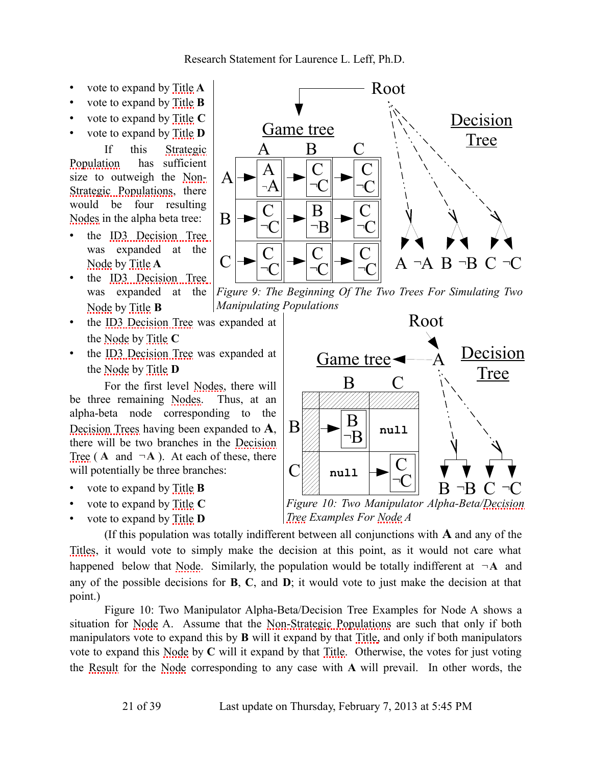- vote to expand by Title **A**
- vote to expand by Title **B**
- vote to expand by Title **C**
- vote to expand by Title **D**

If this Strategic Population has sufficient size to outweigh the Non-Strategic Populations, there would be four resulting Nodes in the alpha beta tree:

- the ID3 Decision Tree was expanded at the Node by Title **A**
- the ID3 Decision Tree was expanded at the Node by Title **B**
- the ID3 Decision Tree was expanded at the Node by Title **C**
- the ID3 Decision Tree was expanded at the Node by Title **D**

*Figure 9: The Beginning Of The Two Trees For Simulating Two Manipulating Populations*

For the first level Nodes, there will be three remaining Nodes. Thus, at an alpha-beta node corresponding to the Decision Trees having been expanded to **A**, there will be two branches in the Decision Tree ( **A** and ¬**A** ). At each of these, there will potentially be three branches:

- vote to expand by Title **B**
- vote to expand by Title **C**
- vote to expand by Title **D**

*Figure 10: Two Manipulator Alpha-Beta/Decision Tree Examples For Node A*

(If this population was totally indifferent between all conjunctions with **A** and any of the Titles, it would vote to simply make the decision at this point, as it would not care what happened below that Node. Similarly, the population would be totally indifferent at ¬**A** and any of the possible decisions for **B**, **C**, and **D**; it would vote to just make the decision at that point.)

Figure 10: Two Manipulator Alpha-Beta/Decision Tree Examples for Node A shows a situation for Node A. Assume that the Non-Strategic Populations are such that only if both manipulators vote to expand this by **B** will it expand by that Title, and only if both manipulators vote to expand this Node by **C** will it expand by that Title. Otherwise, the votes for just voting the Result for the Node corresponding to any case with **A** will prevail. In other words, the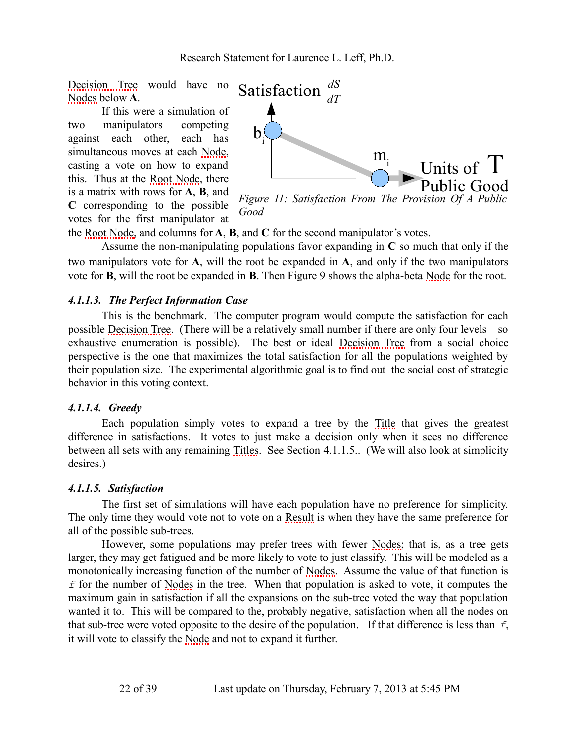Decision Tree would have no Nodes below **A**.

If this were a simulation of two manipulators competing against each other, each has simultaneous moves at each Node, casting a vote on how to expand this. Thus at the Root Node, there is a matrix with rows for **A**, **B**, and **C** corresponding to the possible votes for the first manipulator at the Root Node, and columns for **A**, **B**, and **C** for the second manipulator's votes.

*Figure 11: Satisfaction From The Provision Of A Public Good*

Assume the non-manipulating populations favor expanding in **C** so much that only if the two manipulators vote for **A**, will the root be expanded in **A**, and only if the two manipulators vote for **B**, will the root be expanded in **B**. Then Figure 9 shows the alpha-beta Node for the root.

#### *4.1.1.3. The Perfect Information Case*

This is the benchmark. The computer program would compute the satisfaction for each possible Decision Tree. (There will be a relatively small number if there are only four levels—so exhaustive enumeration is possible). The best or ideal Decision Tree from a social choice perspective is the one that maximizes the total satisfaction for all the populations weighted by their population size. The experimental algorithmic goal is to find out the social cost of strategic behavior in this voting context.

#### *4.1.1.4. Greedy*

Each population simply votes to expand a tree by the Title that gives the greatest difference in satisfactions. It votes to just make a decision only when it sees no difference between all sets with any remaining Titles. See Section 4.1.1.5.. (We will also look at simplicity desires.)

#### *4.1.1.5. Satisfaction*

The first set of simulations will have each population have no preference for simplicity. The only time they would vote not to vote on a Result is when they have the same preference for all of the possible sub-trees.

However, some populations may prefer trees with fewer Nodes; that is, as a tree gets larger, they may get fatigued and be more likely to vote to just classify. This will be modeled as a monotonically increasing function of the number of Nodes. Assume the value of that function is $f$ for the number of Nodes in the tree. When that population is asked to vote, it computes the maximum gain in satisfaction if all the expansions on the sub-tree voted the way that population wanted it to. This will be compared to the, probably negative, satisfaction when all the nodes on that sub-tree were voted opposite to the desire of the population. If that difference is less than $f$, it will vote to classify the Node and not to expand it further.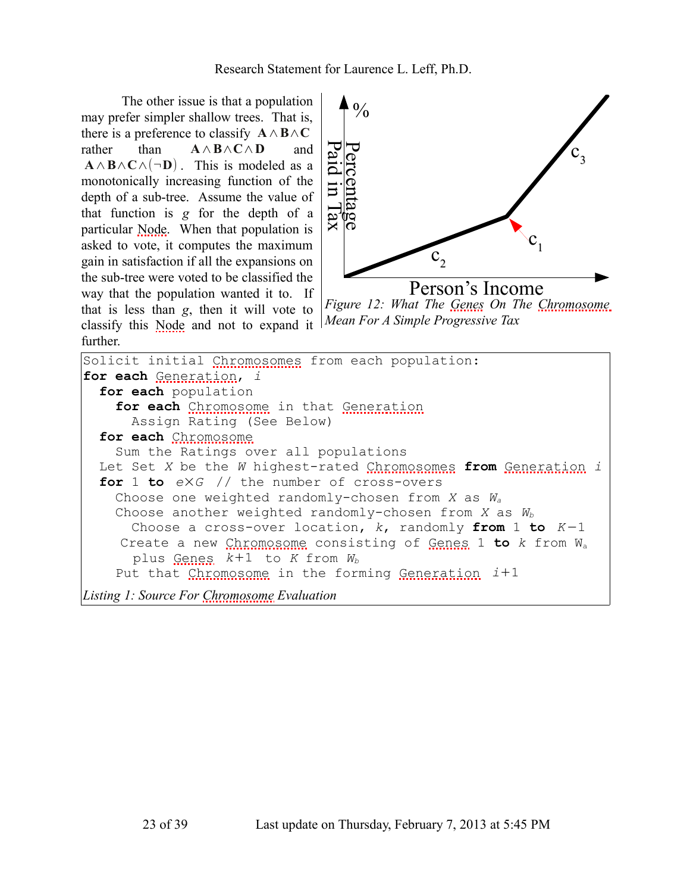The other issue is that a population may prefer simpler shallow trees. That is, there is a preference to classify $\mathbf{A} \wedge \mathbf{B} \wedge \mathbf{C}$ rather than $\mathbf{A} \wedge \mathbf{B} \wedge \mathbf{C} \wedge \mathbf{D}$ and $\mathbf{A} \wedge \mathbf{B} \wedge \mathbf{C} \wedge (\neg \mathbf{D})$. This is modeled as a monotonically increasing function of the depth of a sub-tree. Assume the value of that function is $g$ for the depth of a particular Node. When that population is asked to vote, it computes the maximum gain in satisfaction if all the expansions on the sub-tree were voted to be classified the way that the population wanted it to. If that is less than $g$, then it will vote to classify this Node and not to expand it further.

*Figure 12: What The Genes On The Chromosome Mean For A Simple Progressive Tax*

```
Solicit initial Chromosomes from each population:
for each Generation, i
  for each population
    for each Chromosome in that Generation
      Assign Rating (See Below)
  for each Chromosome
    Sum the Ratings over all populations
  Let Set X be the W highest-rated Chromosomes from Generation i
  for 1 to e×G // the number of cross-overs
    Choose one weighted randomly-chosen from X as Wa
    Choose another weighted randomly-chosen from X as Wb
      Choose a cross-over location, k, randomly from 1 to K−1
     Create a new Chromosome consisting of Genes 1 to k from Wa
      plus Genes k+1 to K from Wb
    Put that Chromosome in the forming Generation i+1
```

*Listing 1: Source For Chromosome Evaluation*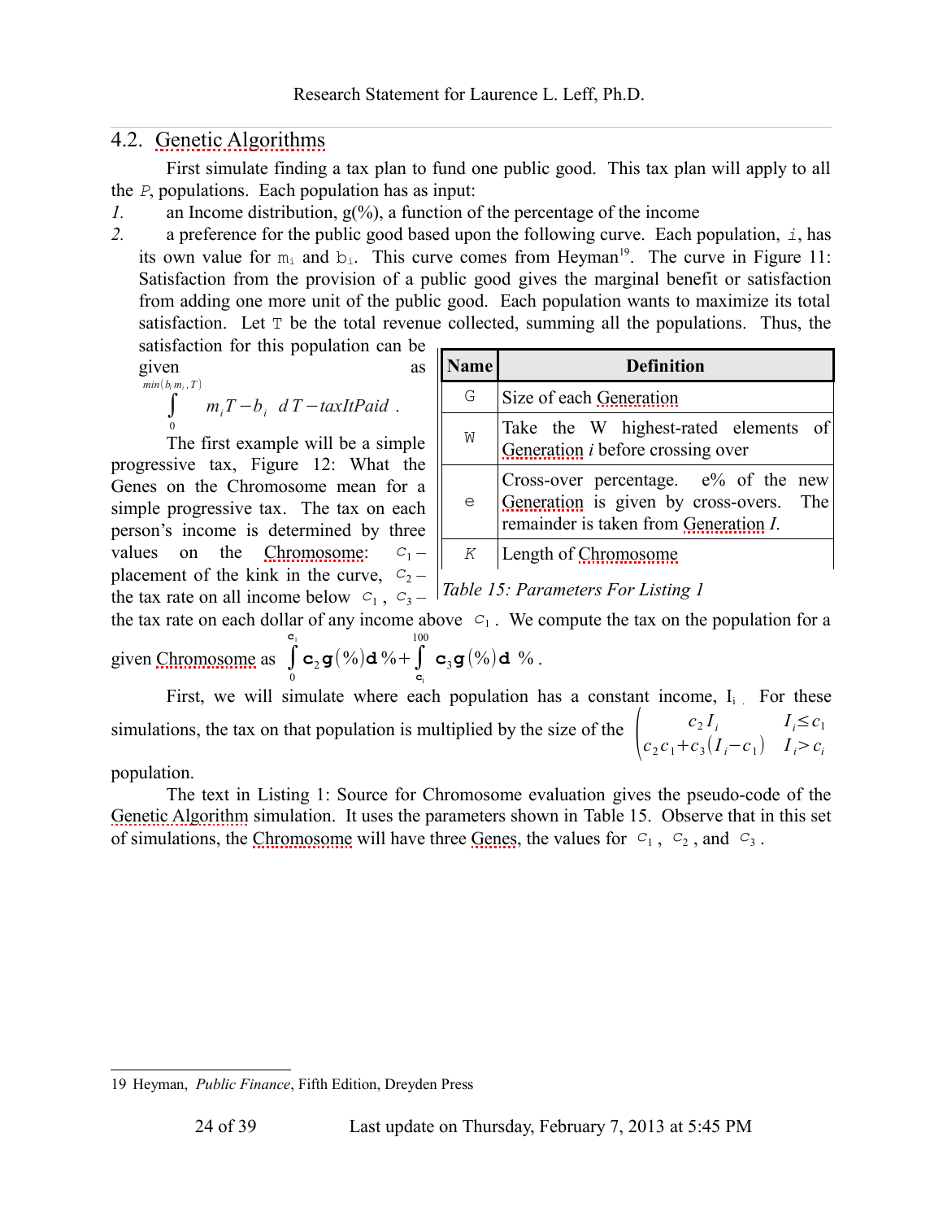## 4.2. Genetic Algorithms

First simulate finding a tax plan to fund one public good. This tax plan will apply to all the $P$, populations. Each population has as input:

1. an Income distribution, g(%), a function of the percentage of the income
2. a preference for the public good based upon the following curve. Each population, $i$, has its own value for $m_i$ and $b_i$. This curve comes from Heyman[19]. The curve in Figure 11: Satisfaction from the provision of a public good gives the marginal benefit or satisfaction from adding one more unit of the public good. Each population wants to maximize its total satisfaction. Let $T$ be the total revenue collected, summing all the populations. Thus, the satisfaction for this population can be given as $\int_0^{\min(b_i m_i, T)} m_i T - b_i \; dT - taxItPaid$ .

The first example will be a simple progressive tax, Figure 12: What the Genes on the Chromosome mean for a simple progressive tax. The tax on each person's income is determined by three values on the Chromosome: $c_1$ – placement of the kink in the curve, $c_2$ – the tax rate on all income below $c_1$, $c_3$ – the tax rate on each dollar of any income above $c_1$. We compute the tax on the population for a given Chromosome as $\int_0^{c_1} c_2 g(\%) d\% + \int_{c_1}^{100} c_3 g(\%) d\%$ .

| Name | Definition |
|---|---|
| G | Size of each Generation |
| W | Take the W highest-rated elements of Generation *i* before crossing over |
| e | Cross-over percentage. e% of the new Generation is given by cross-overs. The remainder is taken from Generation *I*. |
| K | Length of Chromosome |

*Table 15: Parameters For Listing 1*

First, we will simulate where each population has a constant income, $I_i$. For these simulations, the tax on that population is multiplied by the size of the $\begin{pmatrix} c_2 I_i & I_i \leq c_1 \\ c_2 c_1 + c_3 (I_i - c_1) & I_i > c_i \end{pmatrix}$ population.

The text in Listing 1: Source for Chromosome evaluation gives the pseudo-code of the Genetic Algorithm simulation. It uses the parameters shown in Table 15. Observe that in this set of simulations, the Chromosome will have three Genes, the values for $c_1$, $c_2$, and $c_3$.

---

19 Heyman, *Public Finance*, Fifth Edition, Dreyden Press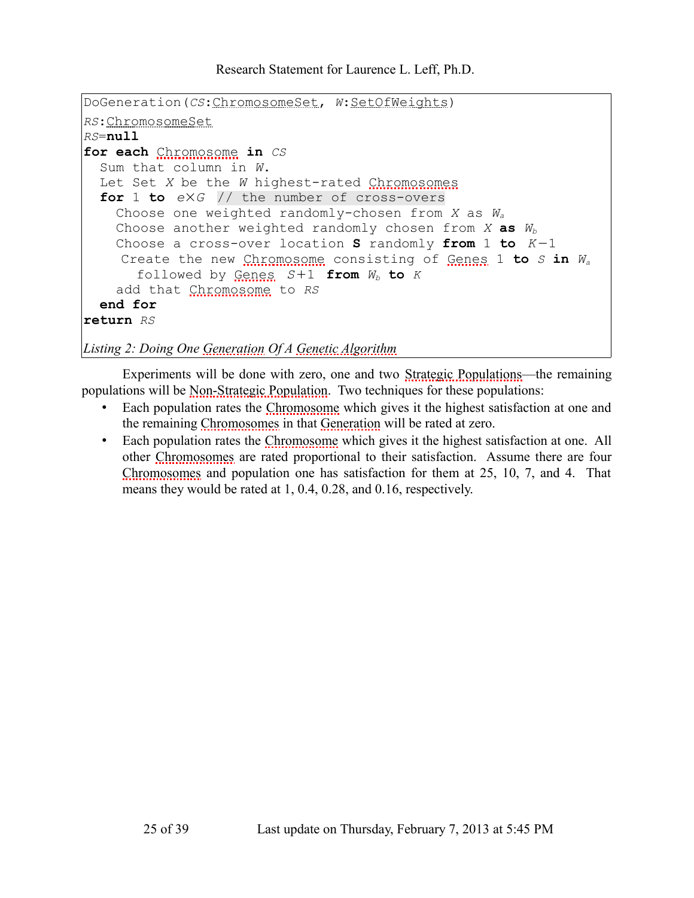```
DoGeneration(CS:ChromosomeSet, W:SetOfWeights)
RS:ChromosomeSet
RS=null
for each Chromosome in CS
  Sum that column in W.
  Let Set X be the W highest-rated Chromosomes
  for 1 to e×G  // the number of cross-overs
    Choose one weighted randomly-chosen from X as Wa
    Choose another weighted randomly chosen from X as Wb
    Choose a cross-over location S randomly from 1 to K−1
     Create the new Chromosome consisting of Genes 1 to S in Wa
       followed by Genes  S+1  from Wb to K
    add that Chromosome to RS
  end for
return RS
```

*Listing 2: Doing One Generation Of A Genetic Algorithm*

Experiments will be done with zero, one and two Strategic Populations—the remaining populations will be Non-Strategic Population. Two techniques for these populations:

- Each population rates the Chromosome which gives it the highest satisfaction at one and the remaining Chromosomes in that Generation will be rated at zero.
- Each population rates the Chromosome which gives it the highest satisfaction at one. All other Chromosomes are rated proportional to their satisfaction. Assume there are four Chromosomes and population one has satisfaction for them at 25, 10, 7, and 4. That means they would be rated at 1, 0.4, 0.28, and 0.16, respectively.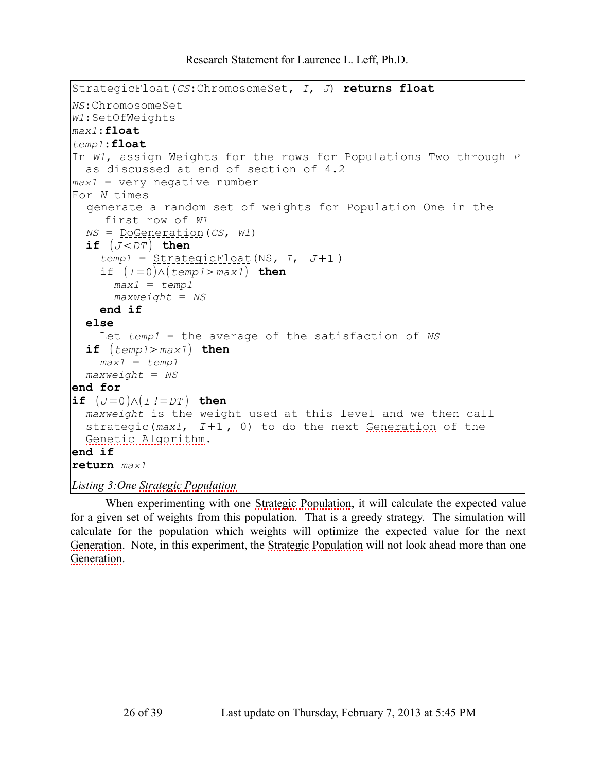```
StrategicFloat(CS:ChromosomeSet, I, J) returns float
NS:ChromosomeSet
W1:SetOfWeights
max1:float
temp1:float
In W1, assign Weights for the rows for Populations Two through P
  as discussed at end of section of 4.2
max1 = very negative number
For N times
  generate a random set of weights for Population One in the
     first row of W1
  NS = DoGeneration(CS, W1)
  if (J<DT) then
    temp1 = StrategicFloat(NS, I, J+1 )
    if (I=0)∧(temp1>max1) then
      max1 = temp1
      maxweight = NS
    end if
  else
    Let temp1 = the average of the satisfaction of NS
  if (temp1>max1) then
    max1 = temp1
  maxweight = NS
end for
if (J=0)∧(I!=DT) then
  maxweight is the weight used at this level and we then call
  strategic(max1, I+1 , 0) to do the next Generation of the
  Genetic Algorithm.
end if
return max1
```

*Listing 3:One Strategic Population*

When experimenting with one Strategic Population, it will calculate the expected value for a given set of weights from this population. That is a greedy strategy. The simulation will calculate for the population which weights will optimize the expected value for the next Generation. Note, in this experiment, the Strategic Population will not look ahead more than one Generation.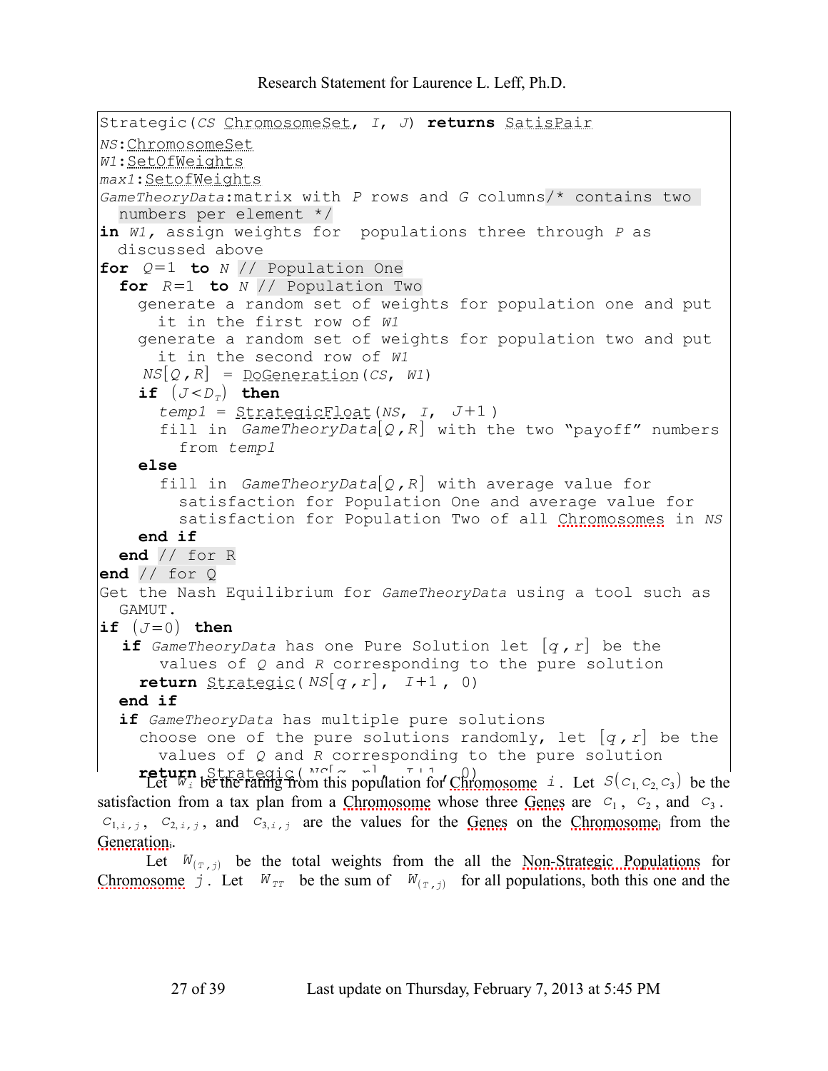```
Strategic(CS ChromosomeSet, I, J) returns SatisPair
NS:ChromosomeSet
W1:SetOfWeights
max1:SetofWeights
GameTheoryData:matrix with P rows and G columns/* contains two
  numbers per element */
in W1, assign weights for  populations three through P as
  discussed above
for  Q=1  to N // Population One
  for  R=1  to N // Population Two
    generate a random set of weights for population one and put
      it in the first row of W1
    generate a random set of weights for population two and put
      it in the second row of W1
     NS[Q,R]  = DoGeneration(CS, W1)
    if  (J<D_T)  then
      temp1 = StrategicFloat(NS, I, J+1 )
      fill in  GameTheoryData[Q,R] with the two "payoff" numbers
        from temp1
    else
      fill in  GameTheoryData[Q,R] with average value for
        satisfaction for Population One and average value for
        satisfaction for Population Two of all Chromosomes in NS
    end if
  end // for R
end // for Q
Get the Nash Equilibrium for GameTheoryData using a tool such as
  GAMUT.
if  (J=0)  then
   if GameTheoryData has one Pure Solution let [q,r]  be the
      values of Q and R corresponding to the pure solution
    return Strategic( NS[q,r],  I+1 , 0)
  end if
  if GameTheoryData has multiple pure solutions
    choose one of the pure solutions randomly, let [q,r] be the
      values of Q and R corresponding to the pure solution
    return Strategic( NS[q, r],  I+1 , 0)
```

Let $w_i$ be the rating from this population for Chromosome $i$. Let $S(c_1, c_2, c_3)$ be the satisfaction from a tax plan from a Chromosome whose three Genes are $c_1$, $c_2$, and $c_3$. $c_{1,i,j}$, $c_{2,i,j}$, and $c_{3,i,j}$ are the values for the Genes on the Chromosome$_j$ from the Generation$_i$.

Let $W_{(T,j)}$ be the total weights from the all the Non-Strategic Populations for Chromosome $j$. Let $W_{TT}$ be the sum of $W_{(T,j)}$ for all populations, both this one and the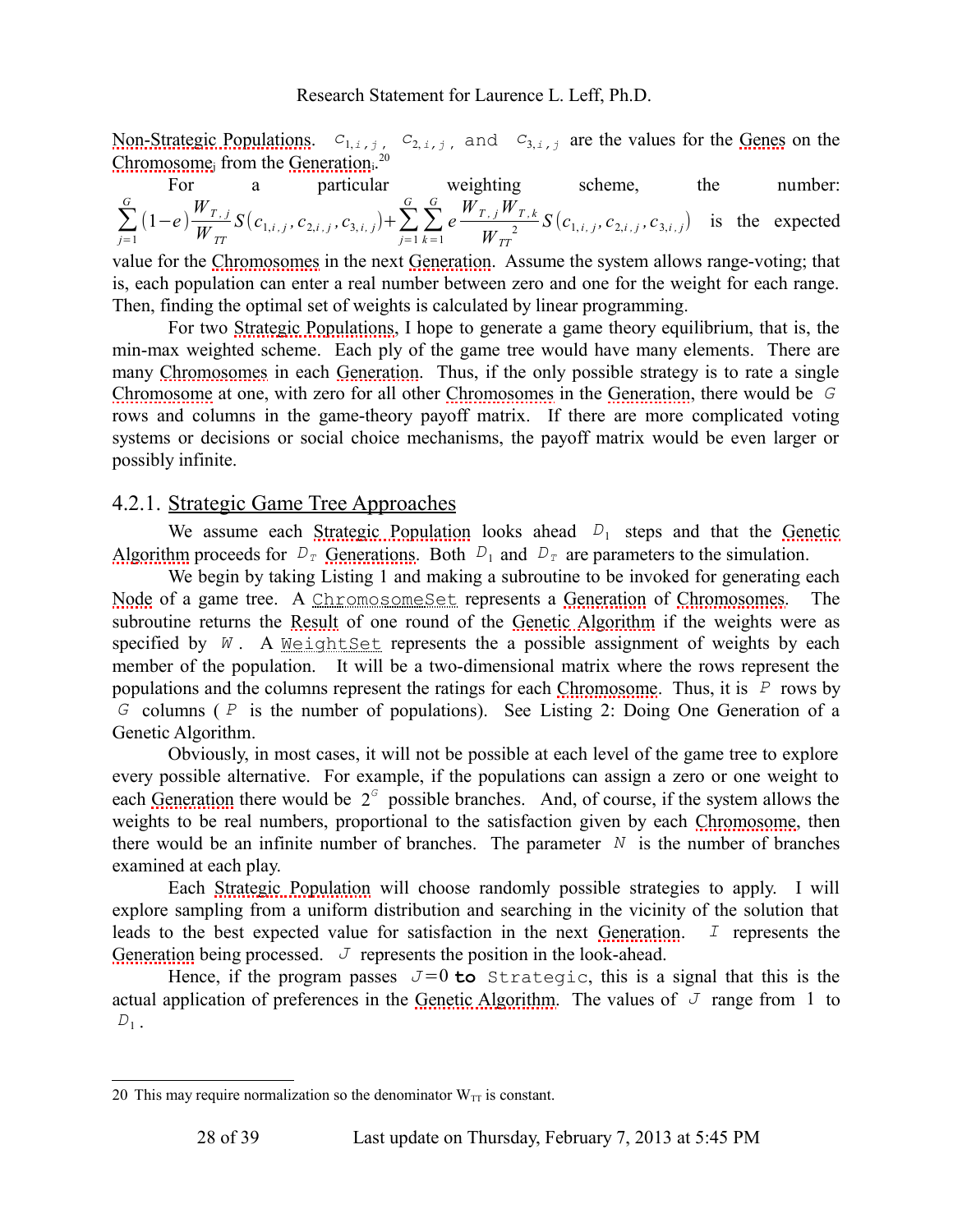Non-Strategic Populations. $c_{1,i,j}$, $c_{2,i,j}$, and $c_{3,i,j}$ are the values for the Genes on the $\text{Chromosome}_j$ from the $\text{Generation}_i$.[20]

For a particular weighting scheme, the number: $\sum_{j=1}^{G}(1-e)\frac{W_{T,j}}{W_{TT}}S(c_{1,i,j},c_{2,i,j},c_{3,i,j})+\sum_{j=1}^{G}\sum_{k=1}^{G}e\frac{W_{T,j}W_{T,k}}{W_{TT}^{2}}S(c_{1,i,j},c_{2,i,j},c_{3,i,j})$ is the expected value for the Chromosomes in the next Generation. Assume the system allows range-voting; that is, each population can enter a real number between zero and one for the weight for each range. Then, finding the optimal set of weights is calculated by linear programming.

For two Strategic Populations, I hope to generate a game theory equilibrium, that is, the min-max weighted scheme. Each ply of the game tree would have many elements. There are many Chromosomes in each Generation. Thus, if the only possible strategy is to rate a single Chromosome at one, with zero for all other Chromosomes in the Generation, there would be $G$ rows and columns in the game-theory payoff matrix. If there are more complicated voting systems or decisions or social choice mechanisms, the payoff matrix would be even larger or possibly infinite.

### 4.2.1. Strategic Game Tree Approaches

We assume each Strategic Population looks ahead $D_1$ steps and that the Genetic Algorithm proceeds for $D_T$ Generations. Both $D_1$ and $D_T$ are parameters to the simulation.

We begin by taking Listing 1 and making a subroutine to be invoked for generating each Node of a game tree. A `ChromosomeSet` represents a Generation of Chromosomes. The subroutine returns the Result of one round of the Genetic Algorithm if the weights were as specified by $W$. A `WeightSet` represents the a possible assignment of weights by each member of the population. It will be a two-dimensional matrix where the rows represent the populations and the columns represent the ratings for each Chromosome. Thus, it is $P$ rows by $G$ columns ($P$ is the number of populations). See Listing 2: Doing One Generation of a Genetic Algorithm.

Obviously, in most cases, it will not be possible at each level of the game tree to explore every possible alternative. For example, if the populations can assign a zero or one weight to each Generation there would be $2^G$ possible branches. And, of course, if the system allows the weights to be real numbers, proportional to the satisfaction given by each Chromosome, then there would be an infinite number of branches. The parameter $N$ is the number of branches examined at each play.

Each Strategic Population will choose randomly possible strategies to apply. I will explore sampling from a uniform distribution and searching in the vicinity of the solution that leads to the best expected value for satisfaction in the next Generation. $I$ represents the Generation being processed. $J$ represents the position in the look-ahead.

Hence, if the program passes $J=0$ **to** `Strategic`, this is a signal that this is the actual application of preferences in the Genetic Algorithm. The values of $J$ range from 1 to $D_1$.

---

[20] This may require normalization so the denominator $W_{TT}$ is constant.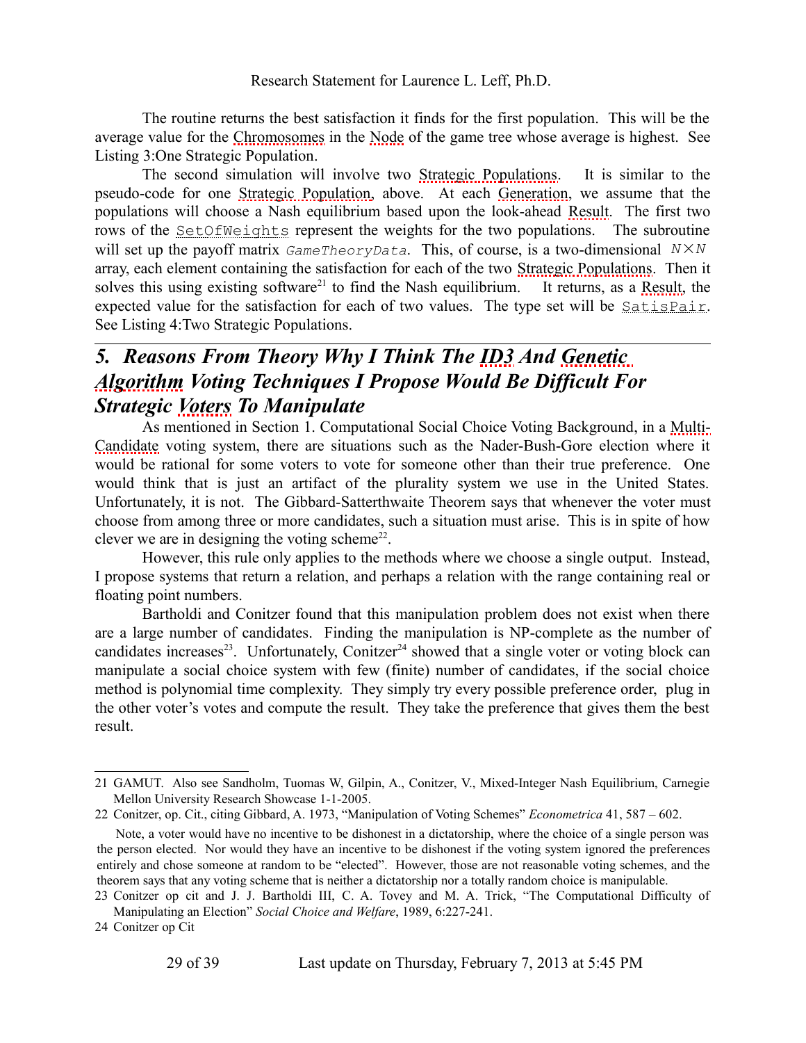The routine returns the best satisfaction it finds for the first population. This will be the average value for the Chromosomes in the Node of the game tree whose average is highest. See Listing 3:One Strategic Population.

The second simulation will involve two Strategic Populations. It is similar to the pseudo-code for one Strategic Population, above. At each Generation, we assume that the populations will choose a Nash equilibrium based upon the look-ahead Result. The first two rows of the `SetOfWeights` represent the weights for the two populations. The subroutine will set up the payoff matrix *GameTheoryData*. This, of course, is a two-dimensional $N \times N$ array, each element containing the satisfaction for each of the two Strategic Populations. Then it solves this using existing software[21] to find the Nash equilibrium. It returns, as a Result, the expected value for the satisfaction for each of two values. The type set will be `SatisPair`. See Listing 4:Two Strategic Populations.

## *5. Reasons From Theory Why I Think The ID3 And Genetic Algorithm Voting Techniques I Propose Would Be Difficult For Strategic Voters To Manipulate*

As mentioned in Section 1. Computational Social Choice Voting Background, in a Multi-Candidate voting system, there are situations such as the Nader-Bush-Gore election where it would be rational for some voters to vote for someone other than their true preference. One would think that is just an artifact of the plurality system we use in the United States. Unfortunately, it is not. The Gibbard-Satterthwaite Theorem says that whenever the voter must choose from among three or more candidates, such a situation must arise. This is in spite of how clever we are in designing the voting scheme[22].

However, this rule only applies to the methods where we choose a single output. Instead, I propose systems that return a relation, and perhaps a relation with the range containing real or floating point numbers.

Bartholdi and Conitzer found that this manipulation problem does not exist when there are a large number of candidates. Finding the manipulation is NP-complete as the number of candidates increases[23]. Unfortunately, Conitzer[24] showed that a single voter or voting block can manipulate a social choice system with few (finite) number of candidates, if the social choice method is polynomial time complexity. They simply try every possible preference order, plug in the other voter's votes and compute the result. They take the preference that gives them the best result.

---

21 GAMUT. Also see Sandholm, Tuomas W, Gilpin, A., Conitzer, V., Mixed-Integer Nash Equilibrium, Carnegie Mellon University Research Showcase 1-1-2005.

22 Conitzer, op. Cit., citing Gibbard, A. 1973, "Manipulation of Voting Schemes" *Econometrica* 41, 587 – 602.

Note, a voter would have no incentive to be dishonest in a dictatorship, where the choice of a single person was the person elected. Nor would they have an incentive to be dishonest if the voting system ignored the preferences entirely and chose someone at random to be "elected". However, those are not reasonable voting schemes, and the theorem says that any voting scheme that is neither a dictatorship nor a totally random choice is manipulable.

23 Conitzer op cit and J. J. Bartholdi III, C. A. Tovey and M. A. Trick, "The Computational Difficulty of Manipulating an Election" *Social Choice and Welfare*, 1989, 6:227-241.

24 Conitzer op Cit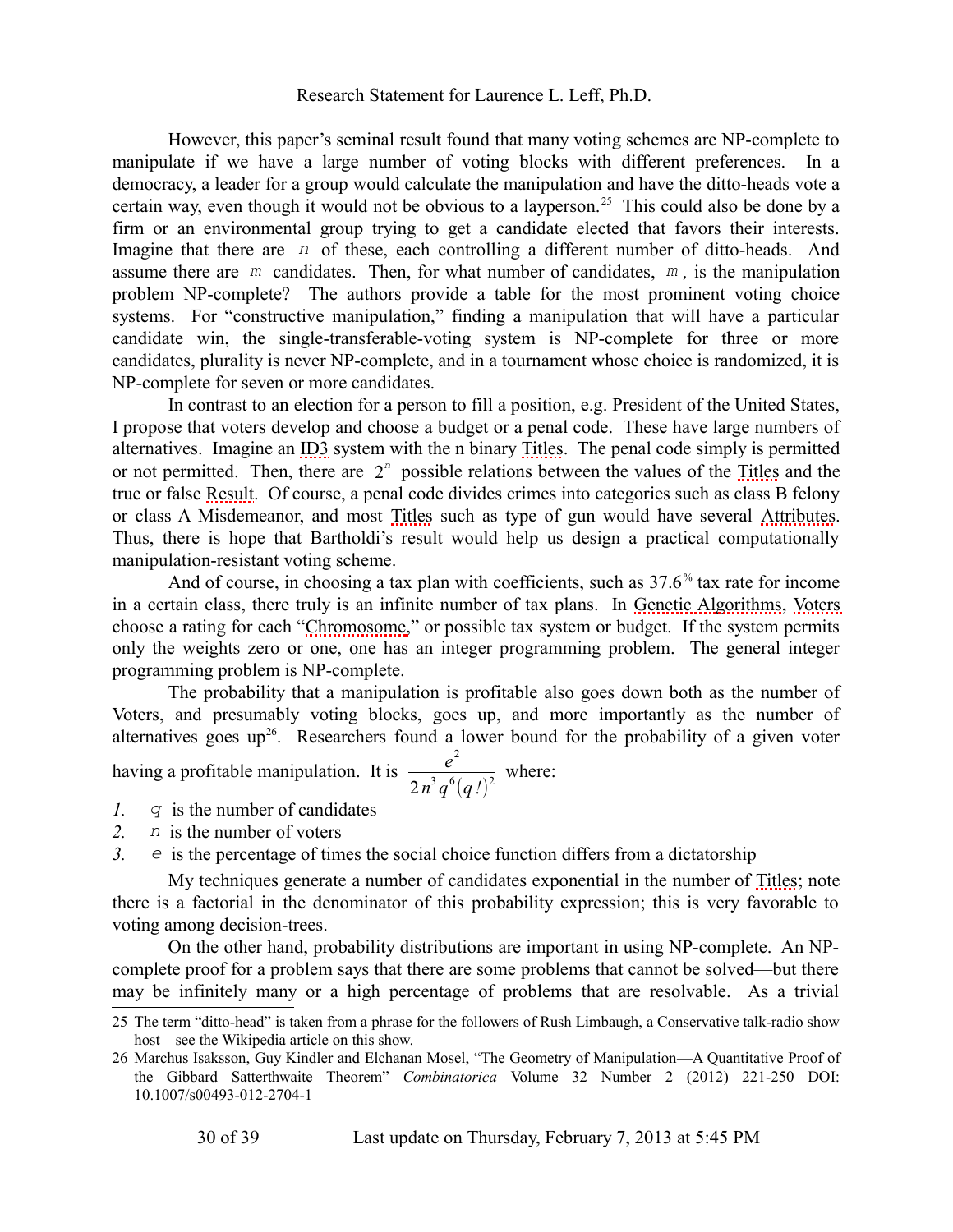However, this paper's seminal result found that many voting schemes are NP-complete to manipulate if we have a large number of voting blocks with different preferences. In a democracy, a leader for a group would calculate the manipulation and have the ditto-heads vote a certain way, even though it would not be obvious to a layperson.[25] This could also be done by a firm or an environmental group trying to get a candidate elected that favors their interests. Imagine that there are $n$ of these, each controlling a different number of ditto-heads. And assume there are $m$ candidates. Then, for what number of candidates, $m$, is the manipulation problem NP-complete? The authors provide a table for the most prominent voting choice systems. For "constructive manipulation," finding a manipulation that will have a particular candidate win, the single-transferable-voting system is NP-complete for three or more candidates, plurality is never NP-complete, and in a tournament whose choice is randomized, it is NP-complete for seven or more candidates.

In contrast to an election for a person to fill a position, e.g. President of the United States, I propose that voters develop and choose a budget or a penal code. These have large numbers of alternatives. Imagine an ID3 system with the n binary Titles. The penal code simply is permitted or not permitted. Then, there are $2^n$ possible relations between the values of the Titles and the true or false Result. Of course, a penal code divides crimes into categories such as class B felony or class A Misdemeanor, and most Titles such as type of gun would have several Attributes. Thus, there is hope that Bartholdi's result would help us design a practical computationally manipulation-resistant voting scheme.

And of course, in choosing a tax plan with coefficients, such as 37.6% tax rate for income in a certain class, there truly is an infinite number of tax plans. In Genetic Algorithms, Voters choose a rating for each "Chromosome," or possible tax system or budget. If the system permits only the weights zero or one, one has an integer programming problem. The general integer programming problem is NP-complete.

The probability that a manipulation is profitable also goes down both as the number of Voters, and presumably voting blocks, goes up, and more importantly as the number of alternatives goes up[26]. Researchers found a lower bound for the probability of a given voter having a profitable manipulation. It is $\dfrac{e^2}{2n^3q^6(q!)^2}$ where:

1. $q$ is the number of candidates
2. $n$ is the number of voters
3. $e$ is the percentage of times the social choice function differs from a dictatorship

My techniques generate a number of candidates exponential in the number of Titles; note there is a factorial in the denominator of this probability expression; this is very favorable to voting among decision-trees.

On the other hand, probability distributions are important in using NP-complete. An NP-complete proof for a problem says that there are some problems that cannot be solved—but there may be infinitely many or a high percentage of problems that are resolvable. As a trivial

---

25 The term "ditto-head" is taken from a phrase for the followers of Rush Limbaugh, a Conservative talk-radio show host—see the Wikipedia article on this show.

26 Marchus Isaksson, Guy Kindler and Elchanan Mosel, "The Geometry of Manipulation—A Quantitative Proof of the Gibbard Satterthwaite Theorem" *Combinatorica* Volume 32 Number 2 (2012) 221-250 DOI: 10.1007/s00493-012-2704-1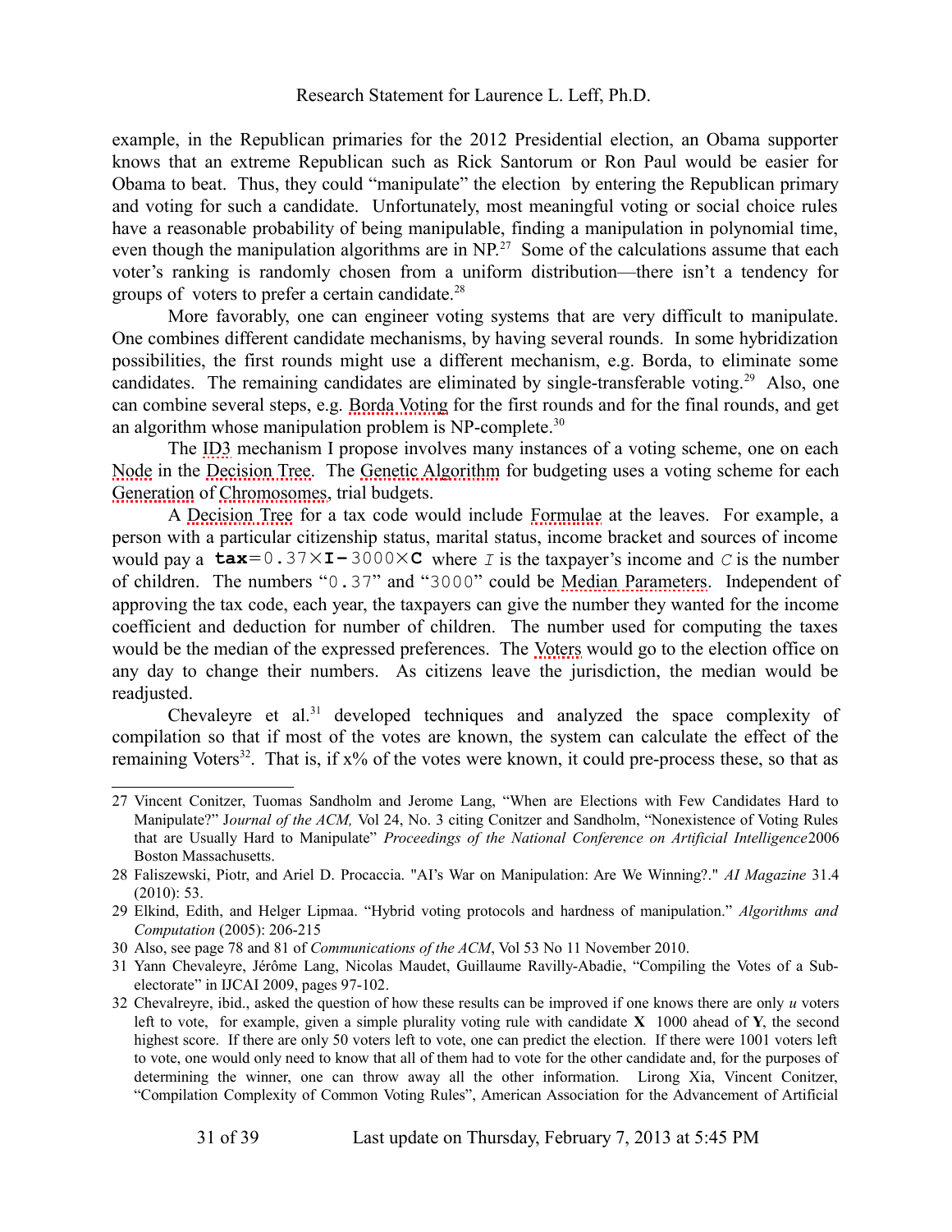example, in the Republican primaries for the 2012 Presidential election, an Obama supporter knows that an extreme Republican such as Rick Santorum or Ron Paul would be easier for Obama to beat. Thus, they could "manipulate" the election by entering the Republican primary and voting for such a candidate. Unfortunately, most meaningful voting or social choice rules have a reasonable probability of being manipulable, finding a manipulation in polynomial time, even though the manipulation algorithms are in NP.[27] Some of the calculations assume that each voter's ranking is randomly chosen from a uniform distribution—there isn't a tendency for groups of voters to prefer a certain candidate.[28]

More favorably, one can engineer voting systems that are very difficult to manipulate. One combines different candidate mechanisms, by having several rounds. In some hybridization possibilities, the first rounds might use a different mechanism, e.g. Borda, to eliminate some candidates. The remaining candidates are eliminated by single-transferable voting.[29] Also, one can combine several steps, e.g. Borda Voting for the first rounds and for the final rounds, and get an algorithm whose manipulation problem is NP-complete.[30]

The ID3 mechanism I propose involves many instances of a voting scheme, one on each Node in the Decision Tree. The Genetic Algorithm for budgeting uses a voting scheme for each Generation of Chromosomes, trial budgets.

A Decision Tree for a tax code would include Formulae at the leaves. For example, a person with a particular citizenship status, marital status, income bracket and sources of income would pay a $\textbf{tax} = 0.37 \times \textbf{I} - 3000 \times \textbf{C}$ where $I$ is the taxpayer's income and $C$ is the number of children. The numbers "0.37" and "3000" could be Median Parameters. Independent of approving the tax code, each year, the taxpayers can give the number they wanted for the income coefficient and deduction for number of children. The number used for computing the taxes would be the median of the expressed preferences. The Voters would go to the election office on any day to change their numbers. As citizens leave the jurisdiction, the median would be readjusted.

Chevaleyre et al.[31] developed techniques and analyzed the space complexity of compilation so that if most of the votes are known, the system can calculate the effect of the remaining Voters[32]. That is, if x% of the votes were known, it could pre-process these, so that as

---

27 Vincent Conitzer, Tuomas Sandholm and Jerome Lang, "When are Elections with Few Candidates Hard to Manipulate?" *Journal of the ACM,* Vol 24, No. 3 citing Conitzer and Sandholm, "Nonexistence of Voting Rules that are Usually Hard to Manipulate" *Proceedings of the National Conference on Artificial Intelligence* 2006 Boston Massachusetts.

28 Faliszewski, Piotr, and Ariel D. Procaccia. "AI's War on Manipulation: Are We Winning?." *AI Magazine* 31.4 (2010): 53.

29 Elkind, Edith, and Helger Lipmaa. "Hybrid voting protocols and hardness of manipulation." *Algorithms and Computation* (2005): 206-215

30 Also, see page 78 and 81 of *Communications of the ACM*, Vol 53 No 11 November 2010.

31 Yann Chevaleyre, Jérôme Lang, Nicolas Maudet, Guillaume Ravilly-Abadie, "Compiling the Votes of a Sub-electorate" in IJCAI 2009, pages 97-102.

32 Chevalreyre, ibid., asked the question of how these results can be improved if one knows there are only $u$ voters left to vote, for example, given a simple plurality voting rule with candidate **X** 1000 ahead of **Y**, the second highest score. If there are only 50 voters left to vote, one can predict the election. If there were 1001 voters left to vote, one would only need to know that all of them had to vote for the other candidate and, for the purposes of determining the winner, one can throw away all the other information. Lirong Xia, Vincent Conitzer, "Compilation Complexity of Common Voting Rules", American Association for the Advancement of Artificial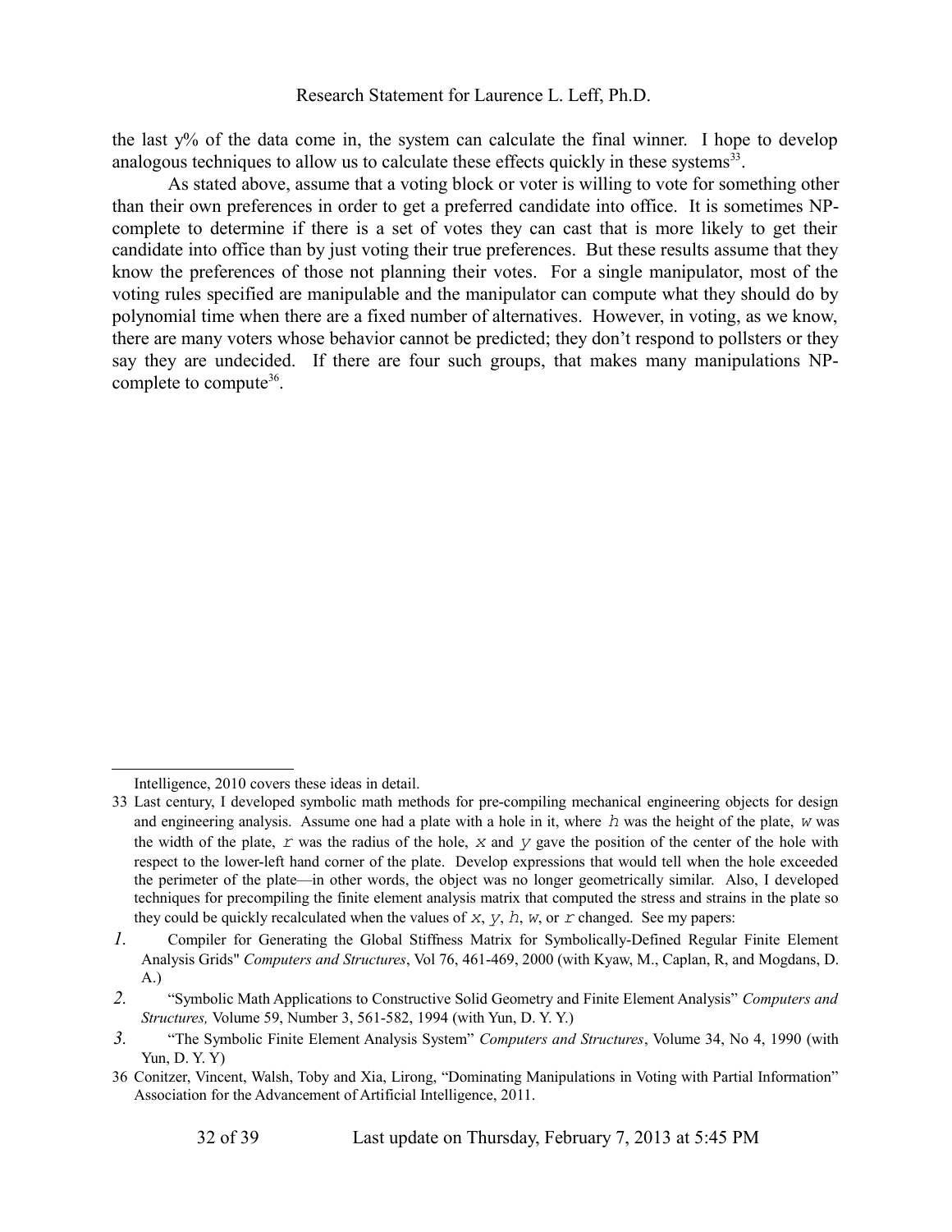the last y% of the data come in, the system can calculate the final winner. I hope to develop analogous techniques to allow us to calculate these effects quickly in these systems[33].

As stated above, assume that a voting block or voter is willing to vote for something other than their own preferences in order to get a preferred candidate into office. It is sometimes NP-complete to determine if there is a set of votes they can cast that is more likely to get their candidate into office than by just voting their true preferences. But these results assume that they know the preferences of those not planning their votes. For a single manipulator, most of the voting rules specified are manipulable and the manipulator can compute what they should do by polynomial time when there are a fixed number of alternatives. However, in voting, as we know, there are many voters whose behavior cannot be predicted; they don't respond to pollsters or they say they are undecided. If there are four such groups, that makes many manipulations NP-complete to compute[36].

---

Intelligence, 2010 covers these ideas in detail.

33 Last century, I developed symbolic math methods for pre-compiling mechanical engineering objects for design and engineering analysis. Assume one had a plate with a hole in it, where $h$ was the height of the plate, $w$ was the width of the plate, $r$ was the radius of the hole, $x$ and $y$ gave the position of the center of the hole with respect to the lower-left hand corner of the plate. Develop expressions that would tell when the hole exceeded the perimeter of the plate—in other words, the object was no longer geometrically similar. Also, I developed techniques for precompiling the finite element analysis matrix that computed the stress and strains in the plate so they could be quickly recalculated when the values of $x$, $y$, $h$, $w$, or $r$ changed. See my papers:

1. Compiler for Generating the Global Stiffness Matrix for Symbolically-Defined Regular Finite Element Analysis Grids" *Computers and Structures*, Vol 76, 461-469, 2000 (with Kyaw, M., Caplan, R, and Mogdans, D. A.)
2. "Symbolic Math Applications to Constructive Solid Geometry and Finite Element Analysis" *Computers and Structures,* Volume 59, Number 3, 561-582, 1994 (with Yun, D. Y. Y.)
3. "The Symbolic Finite Element Analysis System" *Computers and Structures*, Volume 34, No 4, 1990 (with Yun, D. Y. Y)

36 Conitzer, Vincent, Walsh, Toby and Xia, Lirong, "Dominating Manipulations in Voting with Partial Information" Association for the Advancement of Artificial Intelligence, 2011.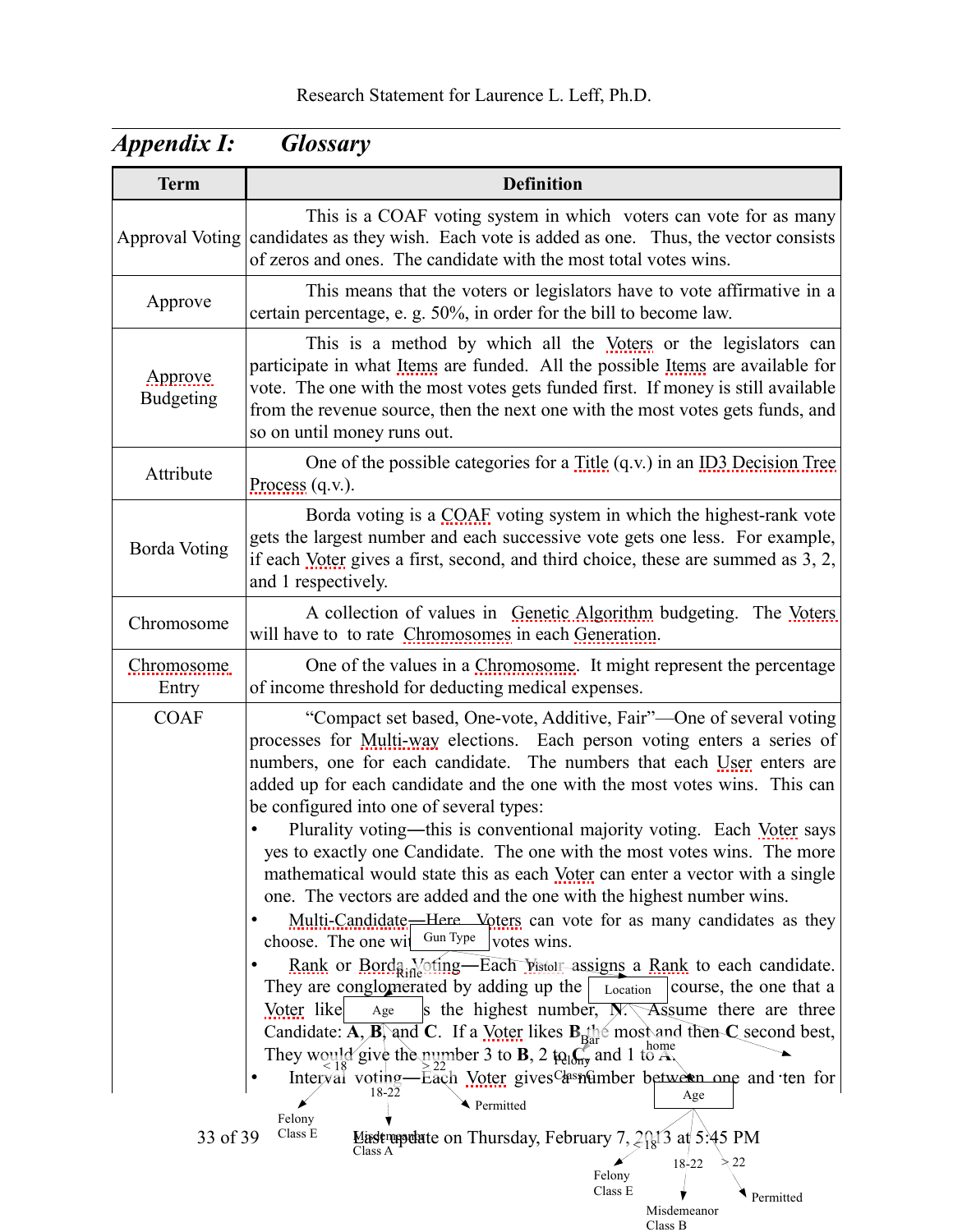## *Appendix I: Glossary*

| Term | Definition |
|---|---|
| Approval Voting | This is a COAF voting system in which voters can vote for as many candidates as they wish. Each vote is added as one. Thus, the vector consists of zeros and ones. The candidate with the most total votes wins. |
| Approve | This means that the voters or legislators have to vote affirmative in a certain percentage, e. g. 50%, in order for the bill to become law. |
| Approve Budgeting | This is a method by which all the Voters or the legislators can participate in what Items are funded. All the possible Items are available for vote. The one with the most votes gets funded first. If money is still available from the revenue source, then the next one with the most votes gets funds, and so on until money runs out. |
| Attribute | One of the possible categories for a Title (q.v.) in an ID3 Decision Tree Process (q.v.). |
| Borda Voting | Borda voting is a COAF voting system in which the highest-rank vote gets the largest number and each successive vote gets one less. For example, if each Voter gives a first, second, and third choice, these are summed as 3, 2, and 1 respectively. |
| Chromosome | A collection of values in Genetic Algorithm budgeting. The Voters will have to to rate Chromosomes in each Generation. |
| Chromosome Entry | One of the values in a Chromosome. It might represent the percentage of income threshold for deducting medical expenses. |
| COAF | "Compact set based, One-vote, Additive, Fair"—One of several voting processes for Multi-way elections. Each person voting enters a series of numbers, one for each candidate. The numbers that each User enters are added up for each candidate and the one with the most votes wins. This can be configured into one of several types:<br>• Plurality voting—this is conventional majority voting. Each Voter says yes to exactly one Candidate. The one with the most votes wins. The more mathematical would state this as each Voter can enter a vector with a single one. The vectors are added and the one with the highest number wins.<br>• Multi-Candidate—Here Voters can vote for as many candidates as they choose. The one with the most votes wins.<br>• Rank or Borda Voting—Each Voter assigns a Rank to each candidate. They are conglomerated by adding up the ranks. Of course, the one that a Voter likes best is the highest number, N. Assume there are three Candidate: **A**, **B**, and **C**. If a Voter likes **B** the most and then **C** second best, They would give the number 3 to **B**, 2 to **C**, and 1 to **A**.<br>• Interval voting—Each Voter gives a number between one and ten for |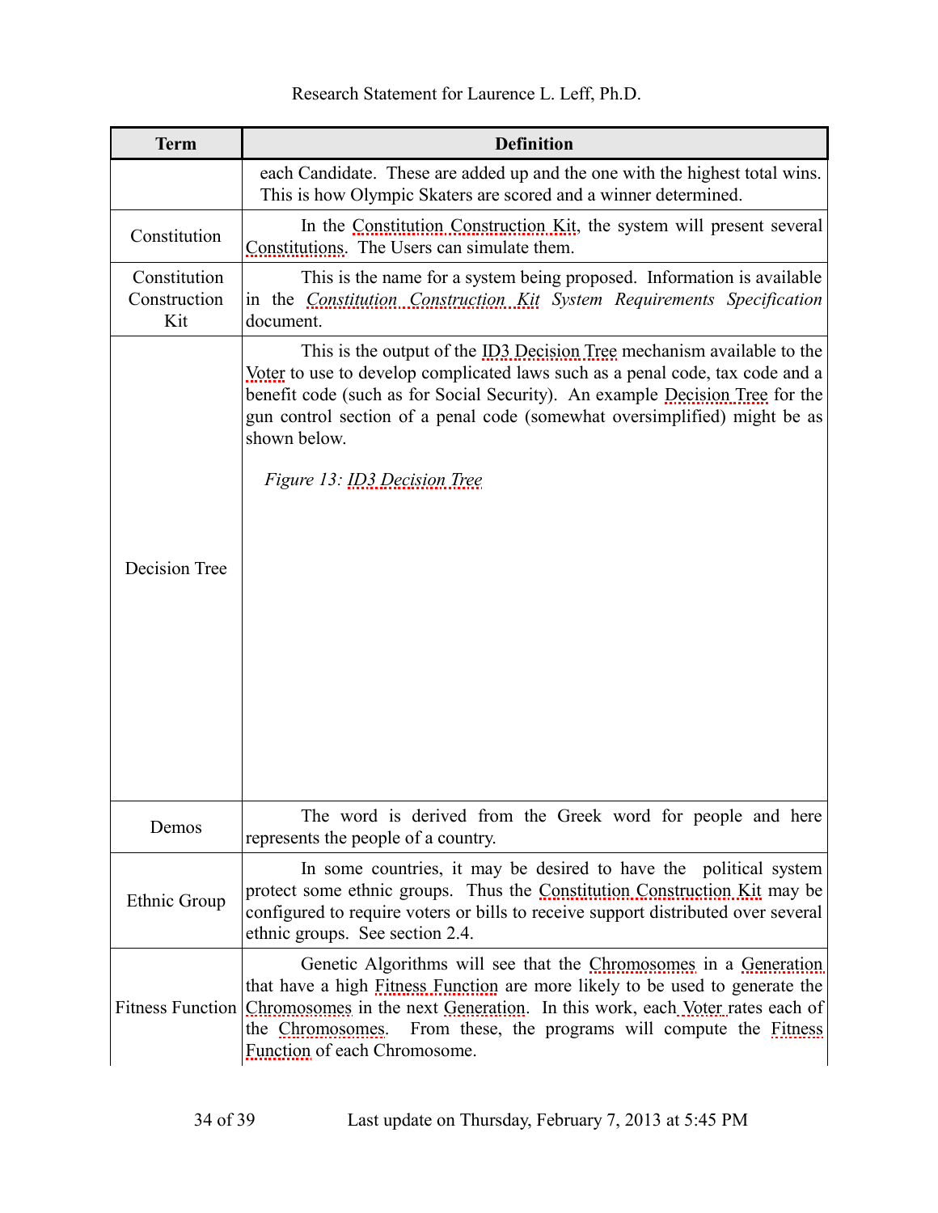| Term | Definition |
|---|---|
| | each Candidate. These are added up and the one with the highest total wins. This is how Olympic Skaters are scored and a winner determined. |
| Constitution | In the Constitution Construction Kit, the system will present several Constitutions. The Users can simulate them. |
| Constitution Construction Kit | This is the name for a system being proposed. Information is available in the *Constitution Construction Kit System Requirements Specification* document. |
| Decision Tree | This is the output of the ID3 Decision Tree mechanism available to the Voter to use to develop complicated laws such as a penal code, tax code and a benefit code (such as for Social Security). An example Decision Tree for the gun control section of a penal code (somewhat oversimplified) might be as shown below.<br><br>*Figure 13: ID3 Decision Tree* |
| Demos | The word is derived from the Greek word for people and here represents the people of a country. |
| Ethnic Group | In some countries, it may be desired to have the political system protect some ethnic groups. Thus the Constitution Construction Kit may be configured to require voters or bills to receive support distributed over several ethnic groups. See section 2.4. |
| Fitness Function | Genetic Algorithms will see that the Chromosomes in a Generation that have a high Fitness Function are more likely to be used to generate the Chromosomes in the next Generation. In this work, each Voter rates each of the Chromosomes. From these, the programs will compute the Fitness Function of each Chromosome. |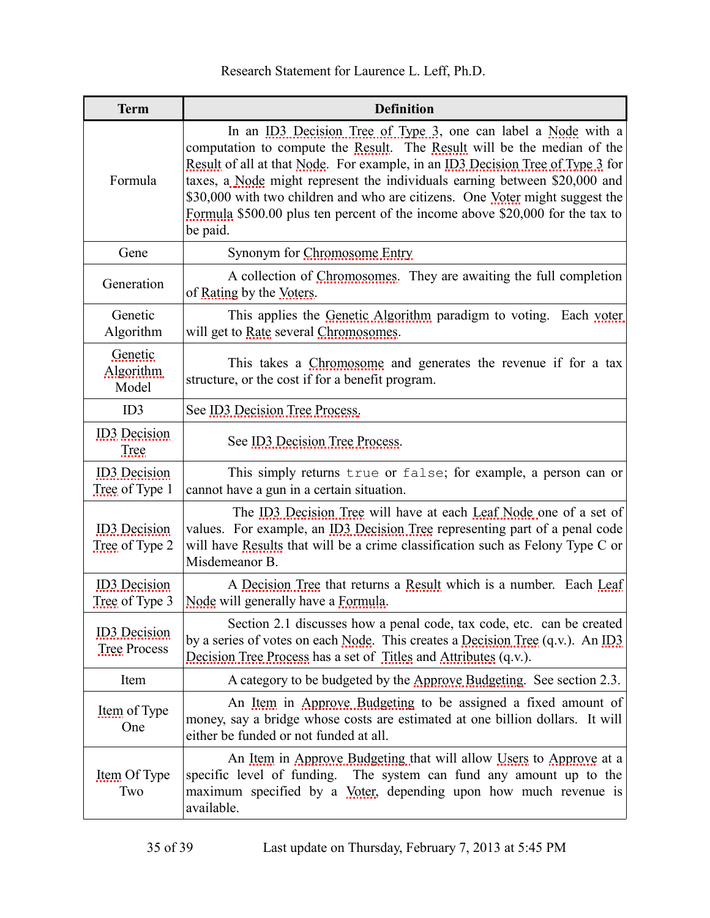| Term | Definition |
| --- | --- |
| Formula | In an ID3 Decision Tree of Type 3, one can label a Node with a computation to compute the Result. The Result will be the median of the Result of all at that Node. For example, in an ID3 Decision Tree of Type 3 for taxes, a Node might represent the individuals earning between \$20,000 and \$30,000 with two children and who are citizens. One Voter might suggest the Formula \$500.00 plus ten percent of the income above \$20,000 for the tax to be paid. |
| Gene | Synonym for Chromosome Entry |
| Generation | A collection of Chromosomes. They are awaiting the full completion of Rating by the Voters. |
| Genetic Algorithm | This applies the Genetic Algorithm paradigm to voting. Each voter will get to Rate several Chromosomes. |
| Genetic Algorithm Model | This takes a Chromosome and generates the revenue if for a tax structure, or the cost if for a benefit program. |
| ID3 | See ID3 Decision Tree Process. |
| ID3 Decision Tree | See ID3 Decision Tree Process. |
| ID3 Decision Tree of Type 1 | This simply returns `true` or `false`; for example, a person can or cannot have a gun in a certain situation. |
| ID3 Decision Tree of Type 2 | The ID3 Decision Tree will have at each Leaf Node one of a set of values. For example, an ID3 Decision Tree representing part of a penal code will have Results that will be a crime classification such as Felony Type C or Misdemeanor B. |
| ID3 Decision Tree of Type 3 | A Decision Tree that returns a Result which is a number. Each Leaf Node will generally have a Formula. |
| ID3 Decision Tree Process | Section 2.1 discusses how a penal code, tax code, etc. can be created by a series of votes on each Node. This creates a Decision Tree (q.v.). An ID3 Decision Tree Process has a set of Titles and Attributes (q.v.). |
| Item | A category to be budgeted by the Approve Budgeting. See section 2.3. |
| Item of Type One | An Item in Approve Budgeting to be assigned a fixed amount of money, say a bridge whose costs are estimated at one billion dollars. It will either be funded or not funded at all. |
| Item Of Type Two | An Item in Approve Budgeting that will allow Users to Approve at a specific level of funding. The system can fund any amount up to the maximum specified by a Voter, depending upon how much revenue is available. |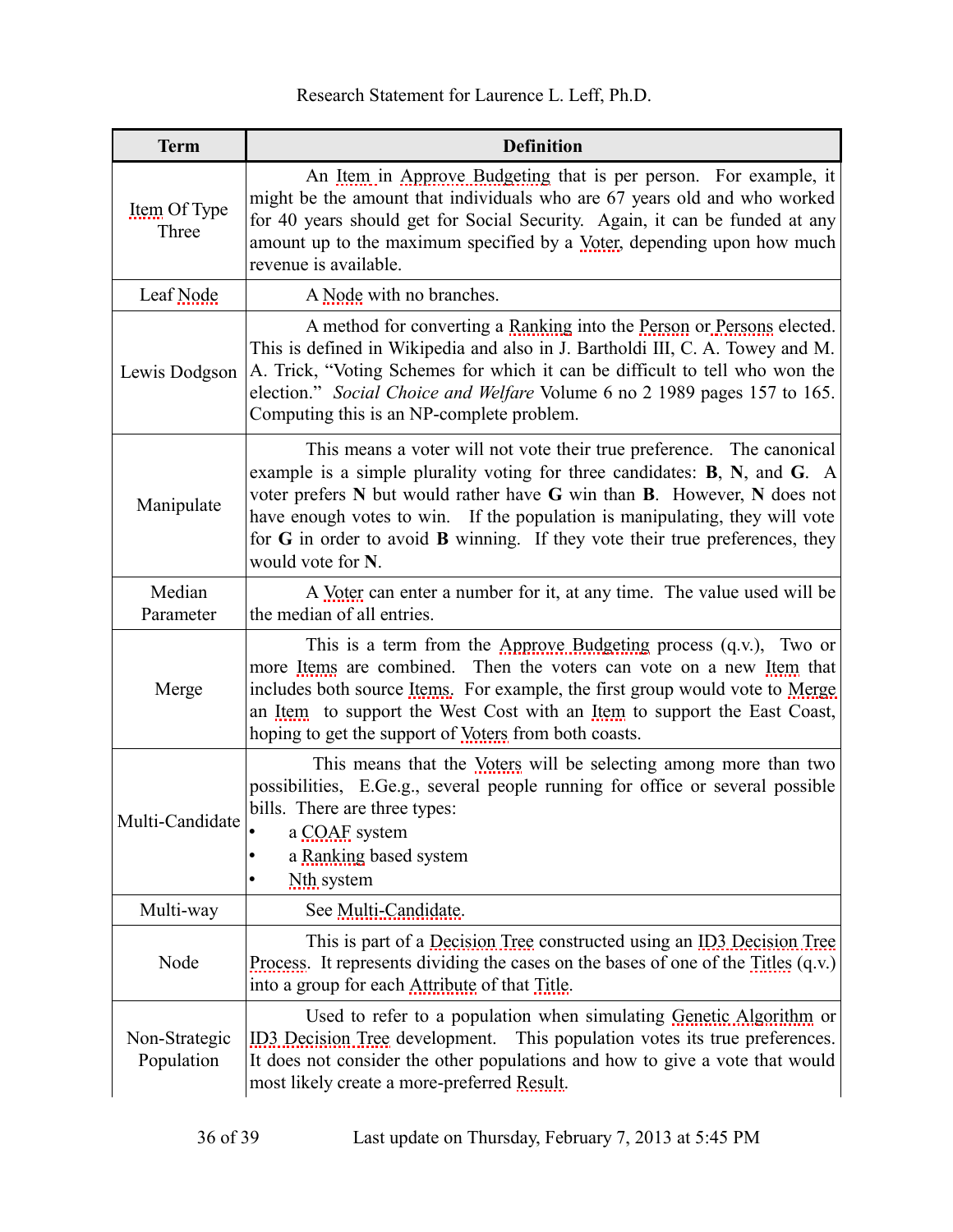| Term | Definition |
|---|---|
| Item Of Type Three | An Item in Approve Budgeting that is per person. For example, it might be the amount that individuals who are 67 years old and who worked for 40 years should get for Social Security. Again, it can be funded at any amount up to the maximum specified by a Voter, depending upon how much revenue is available. |
| Leaf Node | A Node with no branches. |
| Lewis Dodgson | A method for converting a Ranking into the Person or Persons elected. This is defined in Wikipedia and also in J. Bartholdi III, C. A. Towey and M. A. Trick, "Voting Schemes for which it can be difficult to tell who won the election." *Social Choice and Welfare* Volume 6 no 2 1989 pages 157 to 165. Computing this is an NP-complete problem. |
| Manipulate | This means a voter will not vote their true preference. The canonical example is a simple plurality voting for three candidates: **B**, **N**, and **G**. A voter prefers **N** but would rather have **G** win than **B**. However, **N** does not have enough votes to win. If the population is manipulating, they will vote for **G** in order to avoid **B** winning. If they vote their true preferences, they would vote for **N**. |
| Median Parameter | A Voter can enter a number for it, at any time. The value used will be the median of all entries. |
| Merge | This is a term from the Approve Budgeting process (q.v.), Two or more Items are combined. Then the voters can vote on a new Item that includes both source Items. For example, the first group would vote to Merge an Item to support the West Cost with an Item to support the East Coast, hoping to get the support of Voters from both coasts. |
| Multi-Candidate | This means that the Voters will be selecting among more than two possibilities, E.Ge.g., several people running for office or several possible bills. There are three types:<br>• a COAF system<br>• a Ranking based system<br>• Nth system |
| Multi-way | See Multi-Candidate. |
| Node | This is part of a Decision Tree constructed using an ID3 Decision Tree Process. It represents dividing the cases on the bases of one of the Titles (q.v.) into a group for each Attribute of that Title. |
| Non-Strategic Population | Used to refer to a population when simulating Genetic Algorithm or ID3 Decision Tree development. This population votes its true preferences. It does not consider the other populations and how to give a vote that would most likely create a more-preferred Result. |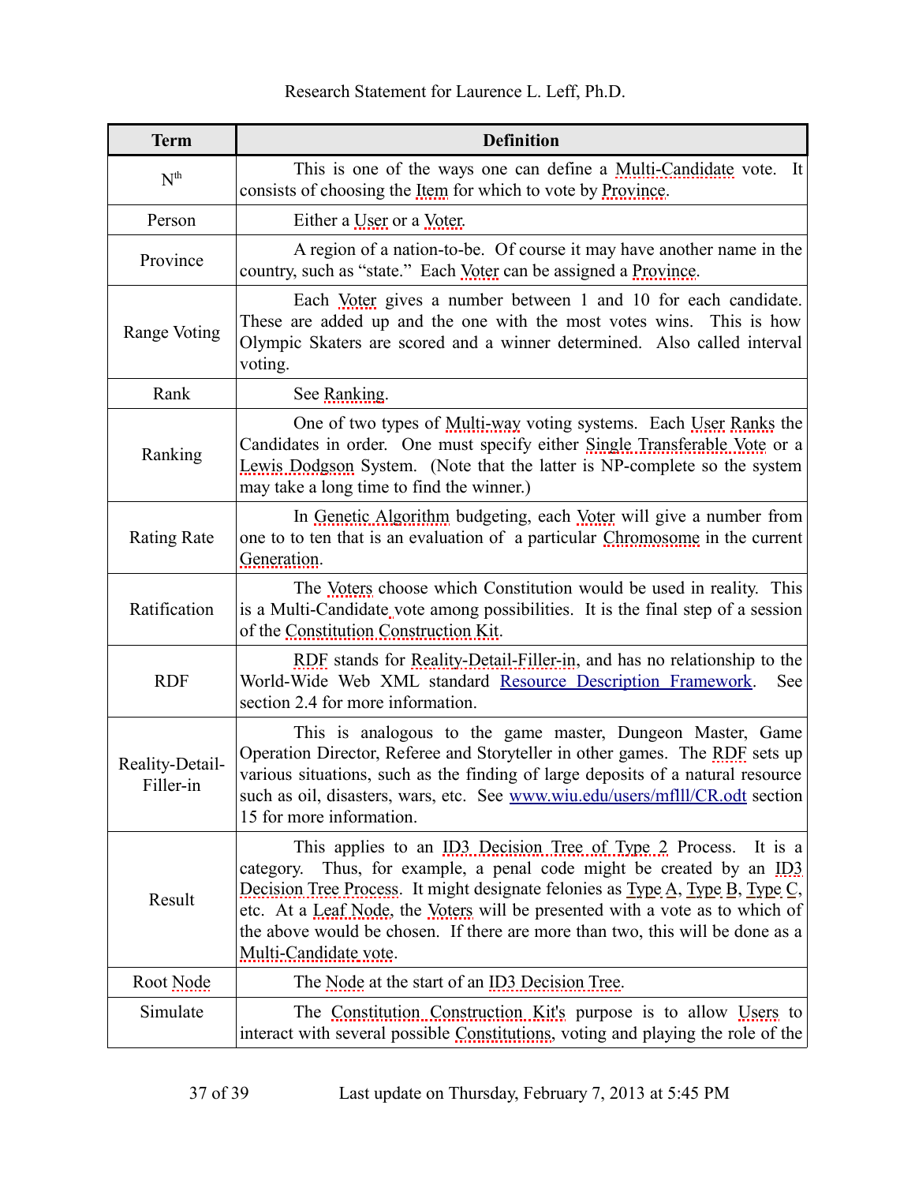| Term | Definition |
| --- | --- |
| $N^{th}$ | This is one of the ways one can define a Multi-Candidate vote. It consists of choosing the Item for which to vote by Province. |
| Person | Either a User or a Voter. |
| Province | A region of a nation-to-be. Of course it may have another name in the country, such as “state.” Each Voter can be assigned a Province. |
| Range Voting | Each Voter gives a number between 1 and 10 for each candidate. These are added up and the one with the most votes wins. This is how Olympic Skaters are scored and a winner determined. Also called interval voting. |
| Rank | See Ranking. |
| Ranking | One of two types of Multi-way voting systems. Each User Ranks the Candidates in order. One must specify either Single Transferable Vote or a Lewis Dodgson System. (Note that the latter is NP-complete so the system may take a long time to find the winner.) |
| Rating Rate | In Genetic Algorithm budgeting, each Voter will give a number from one to to ten that is an evaluation of a particular Chromosome in the current Generation. |
| Ratification | The Voters choose which Constitution would be used in reality. This is a Multi-Candidate vote among possibilities. It is the final step of a session of the Constitution Construction Kit. |
| RDF | RDF stands for Reality-Detail-Filler-in, and has no relationship to the World-Wide Web XML standard Resource Description Framework. See section 2.4 for more information. |
| Reality-Detail-Filler-in | This is analogous to the game master, Dungeon Master, Game Operation Director, Referee and Storyteller in other games. The RDF sets up various situations, such as the finding of large deposits of a natural resource such as oil, disasters, wars, etc. See www.wiu.edu/users/mflll/CR.odt section 15 for more information. |
| Result | This applies to an ID3 Decision Tree of Type 2 Process. It is a category. Thus, for example, a penal code might be created by an ID3 Decision Tree Process. It might designate felonies as Type A, Type B, Type C, etc. At a Leaf Node, the Voters will be presented with a vote as to which of the above would be chosen. If there are more than two, this will be done as a Multi-Candidate vote. |
| Root Node | The Node at the start of an ID3 Decision Tree. |
| Simulate | The Constitution Construction Kit's purpose is to allow Users to interact with several possible Constitutions, voting and playing the role of the |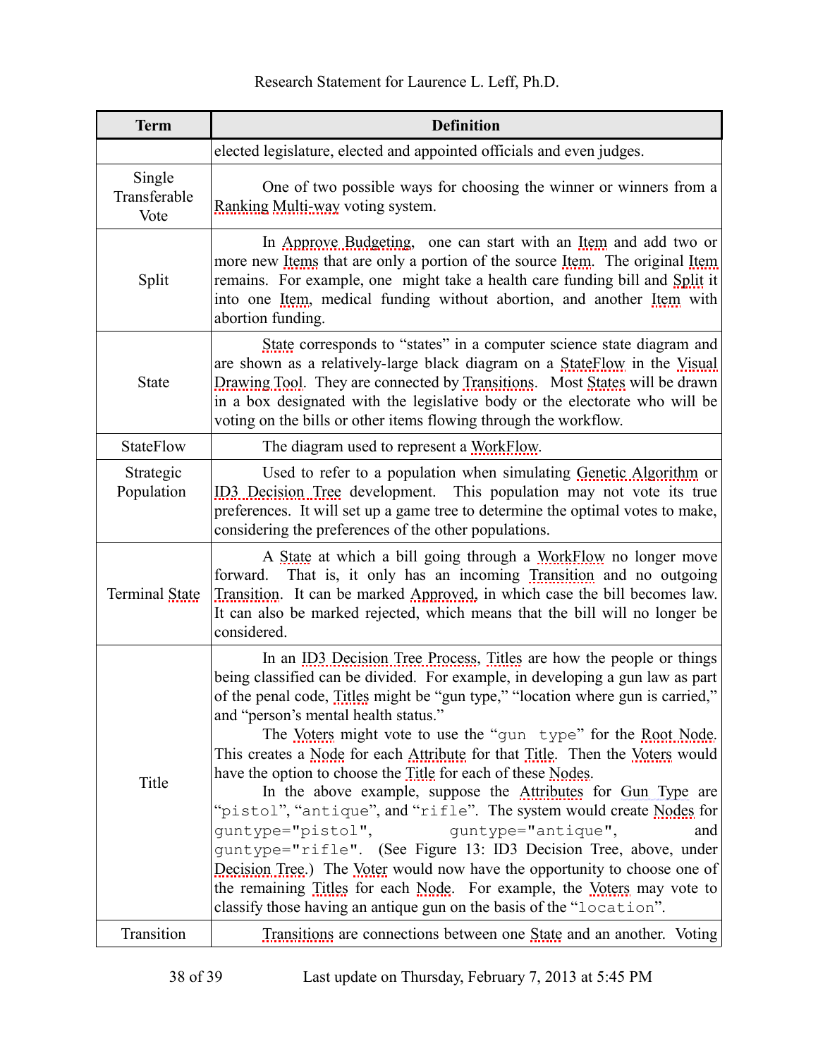| Term | Definition |
|---|---|
| | elected legislature, elected and appointed officials and even judges. |
| Single Transferable Vote | One of two possible ways for choosing the winner or winners from a Ranking Multi-way voting system. |
| Split | In Approve Budgeting, one can start with an Item and add two or more new Items that are only a portion of the source Item. The original Item remains. For example, one might take a health care funding bill and Split it into one Item, medical funding without abortion, and another Item with abortion funding. |
| State | State corresponds to "states" in a computer science state diagram and are shown as a relatively-large black diagram on a StateFlow in the Visual Drawing Tool. They are connected by Transitions. Most States will be drawn in a box designated with the legislative body or the electorate who will be voting on the bills or other items flowing through the workflow. |
| StateFlow | The diagram used to represent a WorkFlow. |
| Strategic Population | Used to refer to a population when simulating Genetic Algorithm or ID3 Decision Tree development. This population may not vote its true preferences. It will set up a game tree to determine the optimal votes to make, considering the preferences of the other populations. |
| Terminal State | A State at which a bill going through a WorkFlow no longer move forward. That is, it only has an incoming Transition and no outgoing Transition. It can be marked Approved, in which case the bill becomes law. It can also be marked rejected, which means that the bill will no longer be considered. |
| Title | In an ID3 Decision Tree Process, Titles are how the people or things being classified can be divided. For example, in developing a gun law as part of the penal code, Titles might be "gun type," "location where gun is carried," and "person's mental health status." The Voters might vote to use the "`gun type`" for the Root Node. This creates a Node for each Attribute for that Title. Then the Voters would have the option to choose the Title for each of these Nodes. In the above example, suppose the Attributes for Gun Type are "`pistol`", "`antique`", and "`rifle`". The system would create Nodes for `guntype="pistol"`, `guntype="antique"`, and `guntype="rifle"`. (See Figure 13: ID3 Decision Tree, above, under Decision Tree.) The Voter would now have the opportunity to choose one of the remaining Titles for each Node. For example, the Voters may vote to classify those having an antique gun on the basis of the "`location`". |
| Transition | Transitions are connections between one State and an another. Voting |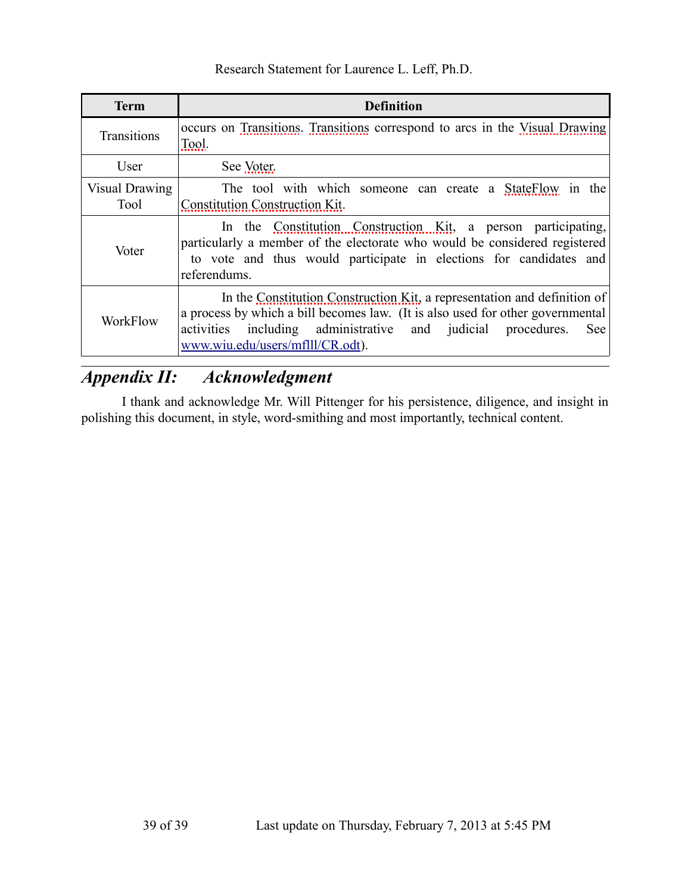| Term | Definition |
|---|---|
| Transitions | occurs on Transitions. Transitions correspond to arcs in the Visual Drawing Tool. |
| User | See Voter. |
| Visual Drawing Tool | The tool with which someone can create a StateFlow in the Constitution Construction Kit. |
| Voter | In the Constitution Construction Kit, a person participating, particularly a member of the electorate who would be considered registered to vote and thus would participate in elections for candidates and referendums. |
| WorkFlow | In the Constitution Construction Kit, a representation and definition of a process by which a bill becomes law. (It is also used for other governmental activities including administrative and judicial procedures. See www.wiu.edu/users/mflll/CR.odt). |

## *Appendix II: Acknowledgment*

I thank and acknowledge Mr. Will Pittenger for his persistence, diligence, and insight in polishing this document, in style, word-smithing and most importantly, technical content.